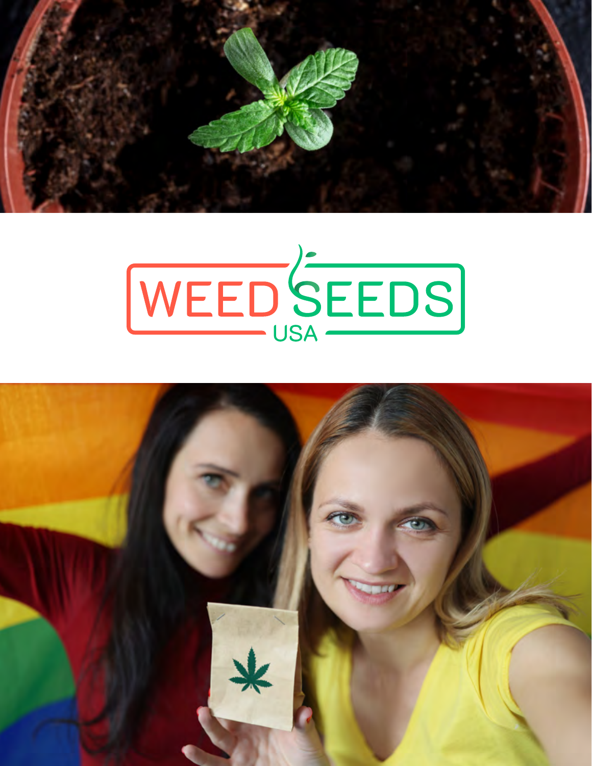WEED SEEDS

USA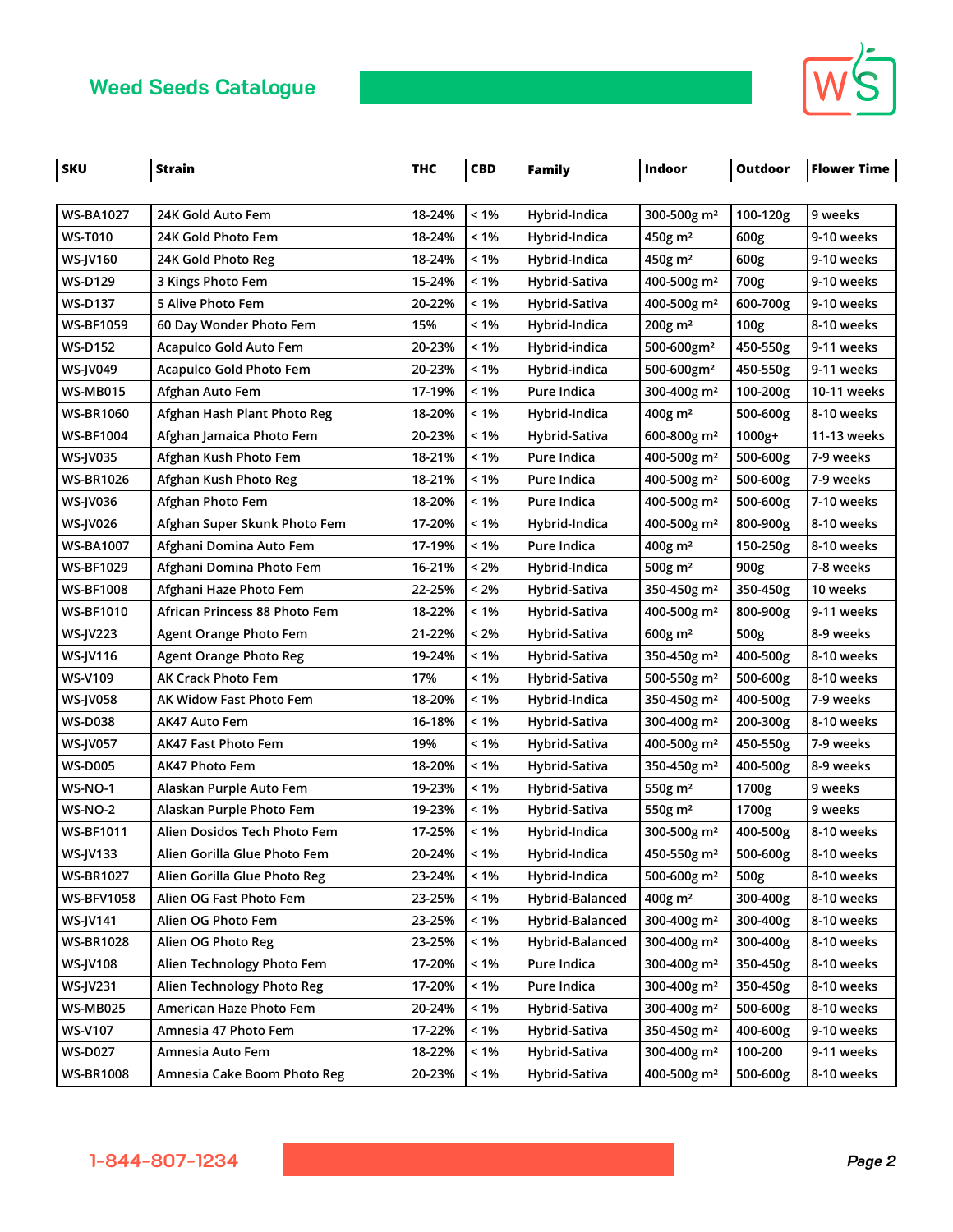## Weed Seeds Catalogue

| SKU | Strain | THC | CBD | Family | Indoor | Outdoor | Flower Time |
|---|---|---|---|---|---|---|---|
| WS-BA1027 | 24K Gold Auto Fem | 18-24% | < 1% | Hybrid-Indica | 300-500g m² | 100-120g | 9 weeks |
| WS-T010 | 24K Gold Photo Fem | 18-24% | < 1% | Hybrid-Indica | 450g m² | 600g | 9-10 weeks |
| WS-JV160 | 24K Gold Photo Reg | 18-24% | < 1% | Hybrid-Indica | 450g m² | 600g | 9-10 weeks |
| WS-D129 | 3 Kings Photo Fem | 15-24% | < 1% | Hybrid-Sativa | 400-500g m² | 700g | 9-10 weeks |
| WS-D137 | 5 Alive Photo Fem | 20-22% | < 1% | Hybrid-Sativa | 400-500g m² | 600-700g | 9-10 weeks |
| WS-BF1059 | 60 Day Wonder Photo Fem | 15% | < 1% | Hybrid-Indica | 200g m² | 100g | 8-10 weeks |
| WS-D152 | Acapulco Gold Auto Fem | 20-23% | < 1% | Hybrid-indica | 500-600gm² | 450-550g | 9-11 weeks |
| WS-JV049 | Acapulco Gold Photo Fem | 20-23% | < 1% | Hybrid-indica | 500-600gm² | 450-550g | 9-11 weeks |
| WS-MB015 | Afghan Auto Fem | 17-19% | < 1% | Pure Indica | 300-400g m² | 100-200g | 10-11 weeks |
| WS-BR1060 | Afghan Hash Plant Photo Reg | 18-20% | < 1% | Hybrid-Indica | 400g m² | 500-600g | 8-10 weeks |
| WS-BF1004 | Afghan Jamaica Photo Fem | 20-23% | < 1% | Hybrid-Sativa | 600-800g m² | 1000g+ | 11-13 weeks |
| WS-JV035 | Afghan Kush Photo Fem | 18-21% | < 1% | Pure Indica | 400-500g m² | 500-600g | 7-9 weeks |
| WS-BR1026 | Afghan Kush Photo Reg | 18-21% | < 1% | Pure Indica | 400-500g m² | 500-600g | 7-9 weeks |
| WS-JV036 | Afghan Photo Fem | 18-20% | < 1% | Pure Indica | 400-500g m² | 500-600g | 7-10 weeks |
| WS-JV026 | Afghan Super Skunk Photo Fem | 17-20% | < 1% | Hybrid-Indica | 400-500g m² | 800-900g | 8-10 weeks |
| WS-BA1007 | Afghani Domina Auto Fem | 17-19% | < 1% | Pure Indica | 400g m² | 150-250g | 8-10 weeks |
| WS-BF1029 | Afghani Domina Photo Fem | 16-21% | < 2% | Hybrid-Indica | 500g m² | 900g | 7-8 weeks |
| WS-BF1008 | Afghani Haze Photo Fem | 22-25% | < 2% | Hybrid-Sativa | 350-450g m² | 350-450g | 10 weeks |
| WS-BF1010 | African Princess 88 Photo Fem | 18-22% | < 1% | Hybrid-Sativa | 400-500g m² | 800-900g | 9-11 weeks |
| WS-JV223 | Agent Orange Photo Fem | 21-22% | < 2% | Hybrid-Sativa | 600g m² | 500g | 8-9 weeks |
| WS-JV116 | Agent Orange Photo Reg | 19-24% | < 1% | Hybrid-Sativa | 350-450g m² | 400-500g | 8-10 weeks |
| WS-V109 | AK Crack Photo Fem | 17% | < 1% | Hybrid-Sativa | 500-550g m² | 500-600g | 8-10 weeks |
| WS-JV058 | AK Widow Fast Photo Fem | 18-20% | < 1% | Hybrid-Indica | 350-450g m² | 400-500g | 7-9 weeks |
| WS-D038 | AK47 Auto Fem | 16-18% | < 1% | Hybrid-Sativa | 300-400g m² | 200-300g | 8-10 weeks |
| WS-JV057 | AK47 Fast Photo Fem | 19% | < 1% | Hybrid-Sativa | 400-500g m² | 450-550g | 7-9 weeks |
| WS-D005 | AK47 Photo Fem | 18-20% | < 1% | Hybrid-Sativa | 350-450g m² | 400-500g | 8-9 weeks |
| WS-NO-1 | Alaskan Purple Auto Fem | 19-23% | < 1% | Hybrid-Sativa | 550g m² | 1700g | 9 weeks |
| WS-NO-2 | Alaskan Purple Photo Fem | 19-23% | < 1% | Hybrid-Sativa | 550g m² | 1700g | 9 weeks |
| WS-BF1011 | Alien Dosidos Tech Photo Fem | 17-25% | < 1% | Hybrid-Indica | 300-500g m² | 400-500g | 8-10 weeks |
| WS-JV133 | Alien Gorilla Glue Photo Fem | 20-24% | < 1% | Hybrid-Indica | 450-550g m² | 500-600g | 8-10 weeks |
| WS-BR1027 | Alien Gorilla Glue Photo Reg | 23-24% | < 1% | Hybrid-Indica | 500-600g m² | 500g | 8-10 weeks |
| WS-BFV1058 | Alien OG Fast Photo Fem | 23-25% | < 1% | Hybrid-Balanced | 400g m² | 300-400g | 8-10 weeks |
| WS-JV141 | Alien OG Photo Fem | 23-25% | < 1% | Hybrid-Balanced | 300-400g m² | 300-400g | 8-10 weeks |
| WS-BR1028 | Alien OG Photo Reg | 23-25% | < 1% | Hybrid-Balanced | 300-400g m² | 300-400g | 8-10 weeks |
| WS-JV108 | Alien Technology Photo Fem | 17-20% | < 1% | Pure Indica | 300-400g m² | 350-450g | 8-10 weeks |
| WS-JV231 | Alien Technology Photo Reg | 17-20% | < 1% | Pure Indica | 300-400g m² | 350-450g | 8-10 weeks |
| WS-MB025 | American Haze Photo Fem | 20-24% | < 1% | Hybrid-Sativa | 300-400g m² | 500-600g | 8-10 weeks |
| WS-V107 | Amnesia 47 Photo Fem | 17-22% | < 1% | Hybrid-Sativa | 350-450g m² | 400-600g | 9-10 weeks |
| WS-D027 | Amnesia Auto Fem | 18-22% | < 1% | Hybrid-Sativa | 300-400g m² | 100-200 | 9-11 weeks |
| WS-BR1008 | Amnesia Cake Boom Photo Reg | 20-23% | < 1% | Hybrid-Sativa | 400-500g m² | 500-600g | 8-10 weeks |

1-844-807-1234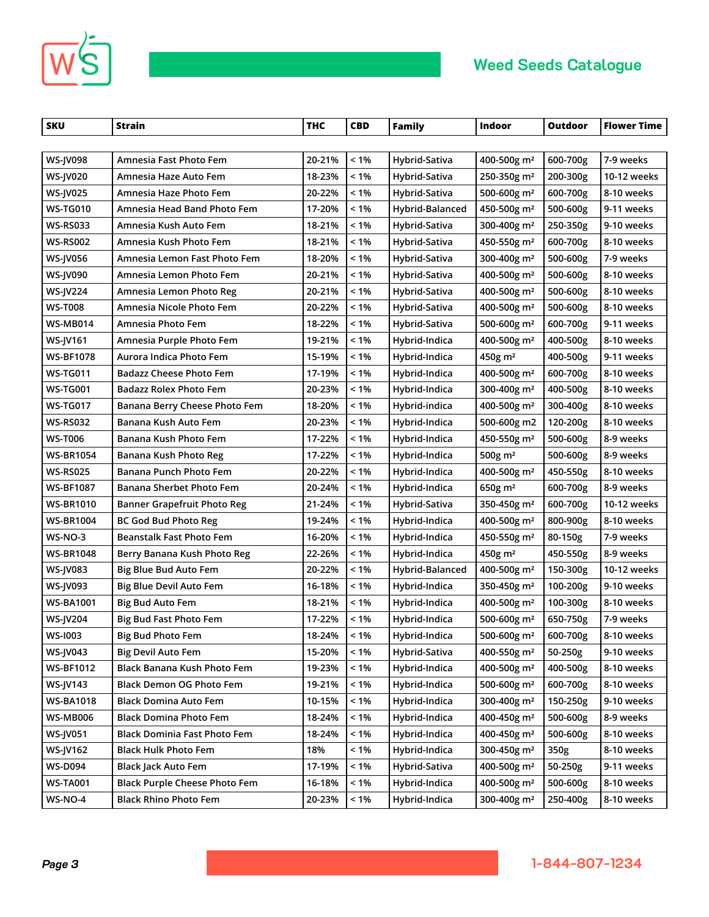# Weed Seeds Catalogue

| SKU | Strain | THC | CBD | Family | Indoor | Outdoor | Flower Time |
|---|---|---|---|---|---|---|---|
| WS-JV098 | Amnesia Fast Photo Fem | 20-21% | < 1% | Hybrid-Sativa | 400-500g m² | 600-700g | 7-9 weeks |
| WS-JV020 | Amnesia Haze Auto Fem | 18-23% | < 1% | Hybrid-Sativa | 250-350g m² | 200-300g | 10-12 weeks |
| WS-JV025 | Amnesia Haze Photo Fem | 20-22% | < 1% | Hybrid-Sativa | 500-600g m² | 600-700g | 8-10 weeks |
| WS-TG010 | Amnesia Head Band Photo Fem | 17-20% | < 1% | Hybrid-Balanced | 450-500g m² | 500-600g | 9-11 weeks |
| WS-RS033 | Amnesia Kush Auto Fem | 18-21% | < 1% | Hybrid-Sativa | 300-400g m² | 250-350g | 9-10 weeks |
| WS-RS002 | Amnesia Kush Photo Fem | 18-21% | < 1% | Hybrid-Sativa | 450-550g m² | 600-700g | 8-10 weeks |
| WS-JV056 | Amnesia Lemon Fast Photo Fem | 18-20% | < 1% | Hybrid-Sativa | 300-400g m² | 500-600g | 7-9 weeks |
| WS-JV090 | Amnesia Lemon Photo Fem | 20-21% | < 1% | Hybrid-Sativa | 400-500g m² | 500-600g | 8-10 weeks |
| WS-JV224 | Amnesia Lemon Photo Reg | 20-21% | < 1% | Hybrid-Sativa | 400-500g m² | 500-600g | 8-10 weeks |
| WS-T008 | Amnesia Nicole Photo Fem | 20-22% | < 1% | Hybrid-Sativa | 400-500g m² | 500-600g | 8-10 weeks |
| WS-MB014 | Amnesia Photo Fem | 18-22% | < 1% | Hybrid-Sativa | 500-600g m² | 600-700g | 9-11 weeks |
| WS-JV161 | Amnesia Purple Photo Fem | 19-21% | < 1% | Hybrid-Indica | 400-500g m² | 400-500g | 8-10 weeks |
| WS-BF1078 | Aurora Indica Photo Fem | 15-19% | < 1% | Hybrid-Indica | 450g m² | 400-500g | 9-11 weeks |
| WS-TG011 | Badazz Cheese Photo Fem | 17-19% | < 1% | Hybrid-Indica | 400-500g m² | 600-700g | 8-10 weeks |
| WS-TG001 | Badazz Rolex Photo Fem | 20-23% | < 1% | Hybrid-Indica | 300-400g m² | 400-500g | 8-10 weeks |
| WS-TG017 | Banana Berry Cheese Photo Fem | 18-20% | < 1% | Hybrid-indica | 400-500g m² | 300-400g | 8-10 weeks |
| WS-RS032 | Banana Kush Auto Fem | 20-23% | < 1% | Hybrid-Indica | 500-600g m2 | 120-200g | 8-10 weeks |
| WS-T006 | Banana Kush Photo Fem | 17-22% | < 1% | Hybrid-Indica | 450-550g m² | 500-600g | 8-9 weeks |
| WS-BR1054 | Banana Kush Photo Reg | 17-22% | < 1% | Hybrid-Indica | 500g m² | 500-600g | 8-9 weeks |
| WS-RS025 | Banana Punch Photo Fem | 20-22% | < 1% | Hybrid-Indica | 400-500g m² | 450-550g | 8-10 weeks |
| WS-BF1087 | Banana Sherbet Photo Fem | 20-24% | < 1% | Hybrid-Indica | 650g m² | 600-700g | 8-9 weeks |
| WS-BR1010 | Banner Grapefruit Photo Reg | 21-24% | < 1% | Hybrid-Sativa | 350-450g m² | 600-700g | 10-12 weeks |
| WS-BR1004 | BC God Bud Photo Reg | 19-24% | < 1% | Hybrid-Indica | 400-500g m² | 800-900g | 8-10 weeks |
| WS-NO-3 | Beanstalk Fast Photo Fem | 16-20% | < 1% | Hybrid-Indica | 450-550g m² | 80-150g | 7-9 weeks |
| WS-BR1048 | Berry Banana Kush Photo Reg | 22-26% | < 1% | Hybrid-Indica | 450g m² | 450-550g | 8-9 weeks |
| WS-JV083 | Big Blue Bud Auto Fem | 20-22% | < 1% | Hybrid-Balanced | 400-500g m² | 150-300g | 10-12 weeks |
| WS-JV093 | Big Blue Devil Auto Fem | 16-18% | < 1% | Hybrid-Indica | 350-450g m² | 100-200g | 9-10 weeks |
| WS-BA1001 | Big Bud Auto Fem | 18-21% | < 1% | Hybrid-Indica | 400-500g m² | 100-300g | 8-10 weeks |
| WS-JV204 | Big Bud Fast Photo Fem | 17-22% | < 1% | Hybrid-Indica | 500-600g m² | 650-750g | 7-9 weeks |
| WS-I003 | Big Bud Photo Fem | 18-24% | < 1% | Hybrid-Indica | 500-600g m² | 600-700g | 8-10 weeks |
| WS-JV043 | Big Devil Auto Fem | 15-20% | < 1% | Hybrid-Sativa | 400-550g m² | 50-250g | 9-10 weeks |
| WS-BF1012 | Black Banana Kush Photo Fem | 19-23% | < 1% | Hybrid-Indica | 400-500g m² | 400-500g | 8-10 weeks |
| WS-JV143 | Black Demon OG Photo Fem | 19-21% | < 1% | Hybrid-Indica | 500-600g m² | 600-700g | 8-10 weeks |
| WS-BA1018 | Black Domina Auto Fem | 10-15% | < 1% | Hybrid-Indica | 300-400g m² | 150-250g | 9-10 weeks |
| WS-MB006 | Black Domina Photo Fem | 18-24% | < 1% | Hybrid-Indica | 400-450g m² | 500-600g | 8-9 weeks |
| WS-JV051 | Black Dominia Fast Photo Fem | 18-24% | < 1% | Hybrid-Indica | 400-450g m² | 500-600g | 8-10 weeks |
| WS-JV162 | Black Hulk Photo Fem | 18% | < 1% | Hybrid-Indica | 300-450g m² | 350g | 8-10 weeks |
| WS-D094 | Black Jack Auto Fem | 17-19% | < 1% | Hybrid-Sativa | 400-500g m² | 50-250g | 9-11 weeks |
| WS-TA001 | Black Purple Cheese Photo Fem | 16-18% | < 1% | Hybrid-Indica | 400-500g m² | 500-600g | 8-10 weeks |
| WS-NO-4 | Black Rhino Photo Fem | 20-23% | < 1% | Hybrid-Indica | 300-400g m² | 250-400g | 8-10 weeks |

1-844-807-1234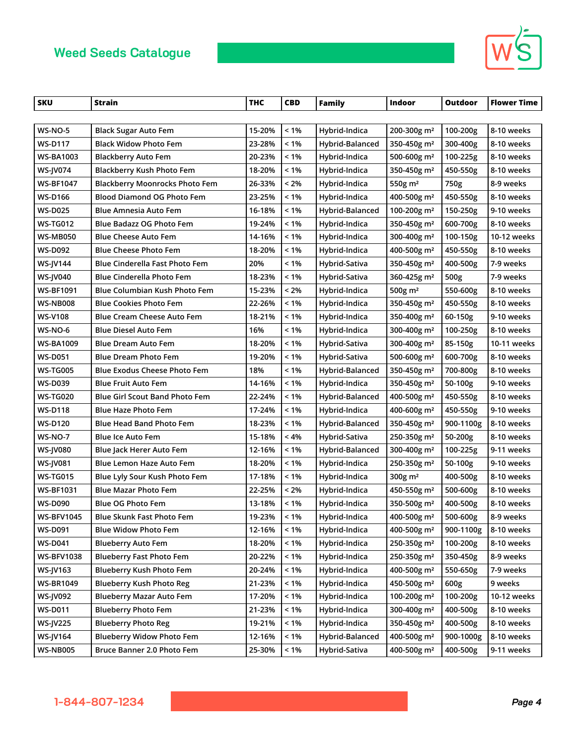## Weed Seeds Catalogue

| SKU | Strain | THC | CBD | Family | Indoor | Outdoor | Flower Time |
|---|---|---|---|---|---|---|---|
| WS-NO-5 | Black Sugar Auto Fem | 15-20% | < 1% | Hybrid-Indica | 200-300g m² | 100-200g | 8-10 weeks |
| WS-D117 | Black Widow Photo Fem | 23-28% | < 1% | Hybrid-Balanced | 350-450g m² | 300-400g | 8-10 weeks |
| WS-BA1003 | Blackberry Auto Fem | 20-23% | < 1% | Hybrid-Indica | 500-600g m² | 100-225g | 8-10 weeks |
| WS-JV074 | Blackberry Kush Photo Fem | 18-20% | < 1% | Hybrid-Indica | 350-450g m² | 450-550g | 8-10 weeks |
| WS-BF1047 | Blackberry Moonrocks Photo Fem | 26-33% | < 2% | Hybrid-Indica | 550g m² | 750g | 8-9 weeks |
| WS-D166 | Blood Diamond OG Photo Fem | 23-25% | < 1% | Hybrid-Indica | 400-500g m² | 450-550g | 8-10 weeks |
| WS-D025 | Blue Amnesia Auto Fem | 16-18% | < 1% | Hybrid-Balanced | 100-200g m² | 150-250g | 9-10 weeks |
| WS-TG012 | Blue Badazz OG Photo Fem | 19-24% | < 1% | Hybrid-Indica | 350-450g m² | 600-700g | 8-10 weeks |
| WS-MB050 | Blue Cheese Auto Fem | 14-16% | < 1% | Hybrid-Indica | 300-400g m² | 100-150g | 10-12 weeks |
| WS-D092 | Blue Cheese Photo Fem | 18-20% | < 1% | Hybrid-Indica | 400-500g m² | 450-550g | 8-10 weeks |
| WS-JV144 | Blue Cinderella Fast Photo Fem | 20% | < 1% | Hybrid-Sativa | 350-450g m² | 400-500g | 7-9 weeks |
| WS-JV040 | Blue Cinderella Photo Fem | 18-23% | < 1% | Hybrid-Sativa | 360-425g m² | 500g | 7-9 weeks |
| WS-BF1091 | Blue Columbian Kush Photo Fem | 15-23% | < 2% | Hybrid-Indica | 500g m² | 550-600g | 8-10 weeks |
| WS-NB008 | Blue Cookies Photo Fem | 22-26% | < 1% | Hybrid-Indica | 350-450g m² | 450-550g | 8-10 weeks |
| WS-V108 | Blue Cream Cheese Auto Fem | 18-21% | < 1% | Hybrid-Indica | 350-400g m² | 60-150g | 9-10 weeks |
| WS-NO-6 | Blue Diesel Auto Fem | 16% | < 1% | Hybrid-Indica | 300-400g m² | 100-250g | 8-10 weeks |
| WS-BA1009 | Blue Dream Auto Fem | 18-20% | < 1% | Hybrid-Sativa | 300-400g m² | 85-150g | 10-11 weeks |
| WS-D051 | Blue Dream Photo Fem | 19-20% | < 1% | Hybrid-Sativa | 500-600g m² | 600-700g | 8-10 weeks |
| WS-TG005 | Blue Exodus Cheese Photo Fem | 18% | < 1% | Hybrid-Balanced | 350-450g m² | 700-800g | 8-10 weeks |
| WS-D039 | Blue Fruit Auto Fem | 14-16% | < 1% | Hybrid-Indica | 350-450g m² | 50-100g | 9-10 weeks |
| WS-TG020 | Blue Girl Scout Band Photo Fem | 22-24% | < 1% | Hybrid-Balanced | 400-500g m² | 450-550g | 8-10 weeks |
| WS-D118 | Blue Haze Photo Fem | 17-24% | < 1% | Hybrid-Indica | 400-600g m² | 450-550g | 9-10 weeks |
| WS-D120 | Blue Head Band Photo Fem | 18-23% | < 1% | Hybrid-Balanced | 350-450g m² | 900-1100g | 8-10 weeks |
| WS-NO-7 | Blue Ice Auto Fem | 15-18% | < 4% | Hybrid-Sativa | 250-350g m² | 50-200g | 8-10 weeks |
| WS-JV080 | Blue Jack Herer Auto Fem | 12-16% | < 1% | Hybrid-Balanced | 300-400g m² | 100-225g | 9-11 weeks |
| WS-JV081 | Blue Lemon Haze Auto Fem | 18-20% | < 1% | Hybrid-Indica | 250-350g m² | 50-100g | 9-10 weeks |
| WS-TG015 | Blue Lyly Sour Kush Photo Fem | 17-18% | < 1% | Hybrid-Indica | 300g m² | 400-500g | 8-10 weeks |
| WS-BF1031 | Blue Mazar Photo Fem | 22-25% | < 2% | Hybrid-Indica | 450-550g m² | 500-600g | 8-10 weeks |
| WS-D090 | Blue OG Photo Fem | 13-18% | < 1% | Hybrid-Indica | 350-450g m² | 400-500g | 8-10 weeks |
| WS-BFV1045 | Blue Skunk Fast Photo Fem | 19-23% | < 1% | Hybrid-Indica | 400-500g m² | 500-600g | 8-9 weeks |
| WS-D091 | Blue Widow Photo Fem | 12-16% | < 1% | Hybrid-Indica | 400-500g m² | 900-1100g | 8-10 weeks |
| WS-D041 | Blueberry Auto Fem | 18-20% | < 1% | Hybrid-Indica | 250-350g m² | 100-200g | 8-10 weeks |
| WS-BFV1038 | Blueberry Fast Photo Fem | 20-22% | < 1% | Hybrid-Indica | 250-350g m² | 350-450g | 8-9 weeks |
| WS-JV163 | Blueberry Kush Photo Fem | 20-24% | < 1% | Hybrid-Indica | 400-500g m² | 550-650g | 7-9 weeks |
| WS-BR1049 | Blueberry Kush Photo Reg | 21-23% | < 1% | Hybrid-Indica | 450-500g m² | 600g | 9 weeks |
| WS-JV092 | Blueberry Mazar Auto Fem | 17-20% | < 1% | Hybrid-Indica | 100-200g m² | 100-200g | 10-12 weeks |
| WS-D011 | Blueberry Photo Fem | 21-23% | < 1% | Hybrid-Indica | 300-400g m² | 400-500g | 8-10 weeks |
| WS-JV225 | Blueberry Photo Reg | 19-21% | < 1% | Hybrid-Indica | 350-450g m² | 400-500g | 8-10 weeks |
| WS-JV164 | Blueberry Widow Photo Fem | 12-16% | < 1% | Hybrid-Balanced | 400-500g m² | 900-1000g | 8-10 weeks |
| WS-NB005 | Bruce Banner 2.0 Photo Fem | 25-30% | < 1% | Hybrid-Sativa | 400-500g m² | 400-500g | 9-11 weeks |

1-844-807-1234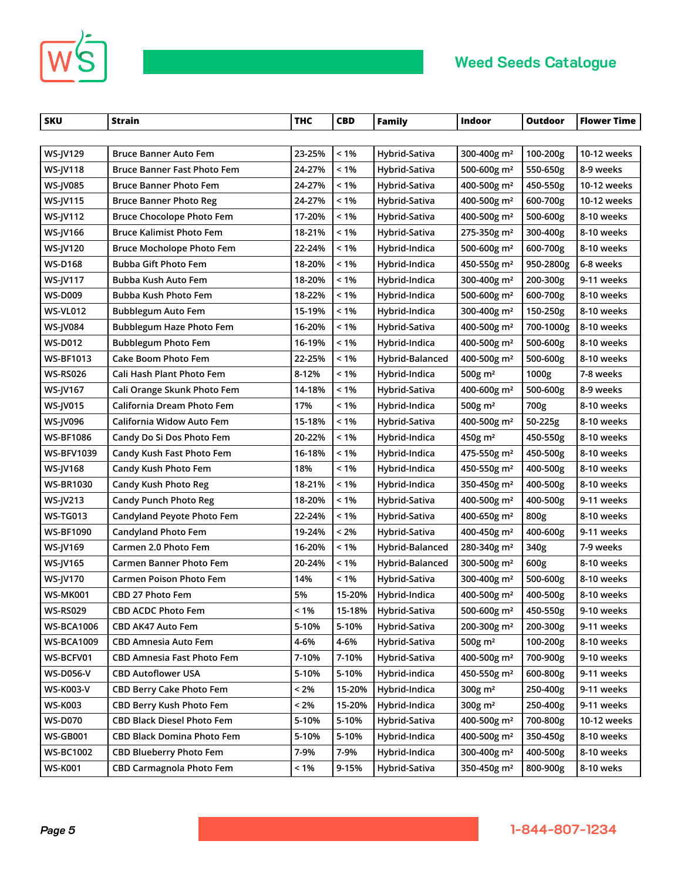# Weed Seeds Catalogue

| SKU | Strain | THC | CBD | Family | Indoor | Outdoor | Flower Time |
|---|---|---|---|---|---|---|---|
| WS-JV129 | Bruce Banner Auto Fem | 23-25% | < 1% | Hybrid-Sativa | 300-400g m² | 100-200g | 10-12 weeks |
| WS-JV118 | Bruce Banner Fast Photo Fem | 24-27% | < 1% | Hybrid-Sativa | 500-600g m² | 550-650g | 8-9 weeks |
| WS-JV085 | Bruce Banner Photo Fem | 24-27% | < 1% | Hybrid-Sativa | 400-500g m² | 450-550g | 10-12 weeks |
| WS-JV115 | Bruce Banner Photo Reg | 24-27% | < 1% | Hybrid-Sativa | 400-500g m² | 600-700g | 10-12 weeks |
| WS-JV112 | Bruce Chocolope Photo Fem | 17-20% | < 1% | Hybrid-Sativa | 400-500g m² | 500-600g | 8-10 weeks |
| WS-JV166 | Bruce Kalimist Photo Fem | 18-21% | < 1% | Hybrid-Sativa | 275-350g m² | 300-400g | 8-10 weeks |
| WS-JV120 | Bruce Mocholope Photo Fem | 22-24% | < 1% | Hybrid-Indica | 500-600g m² | 600-700g | 8-10 weeks |
| WS-D168 | Bubba Gift Photo Fem | 18-20% | < 1% | Hybrid-Indica | 450-550g m² | 950-2800g | 6-8 weeks |
| WS-JV117 | Bubba Kush Auto Fem | 18-20% | < 1% | Hybrid-Indica | 300-400g m² | 200-300g | 9-11 weeks |
| WS-D009 | Bubba Kush Photo Fem | 18-22% | < 1% | Hybrid-Indica | 500-600g m² | 600-700g | 8-10 weeks |
| WS-VL012 | Bubblegum Auto Fem | 15-19% | < 1% | Hybrid-Indica | 300-400g m² | 150-250g | 8-10 weeks |
| WS-JV084 | Bubblegum Haze Photo Fem | 16-20% | < 1% | Hybrid-Sativa | 400-500g m² | 700-1000g | 8-10 weeks |
| WS-D012 | Bubblegum Photo Fem | 16-19% | < 1% | Hybrid-Indica | 400-500g m² | 500-600g | 8-10 weeks |
| WS-BF1013 | Cake Boom Photo Fem | 22-25% | < 1% | Hybrid-Balanced | 400-500g m² | 500-600g | 8-10 weeks |
| WS-RS026 | Cali Hash Plant Photo Fem | 8-12% | < 1% | Hybrid-Indica | 500g m² | 1000g | 7-8 weeks |
| WS-JV167 | Cali Orange Skunk Photo Fem | 14-18% | < 1% | Hybrid-Sativa | 400-600g m² | 500-600g | 8-9 weeks |
| WS-JV015 | California Dream Photo Fem | 17% | < 1% | Hybrid-Indica | 500g m² | 700g | 8-10 weeks |
| WS-JV096 | California Widow Auto Fem | 15-18% | < 1% | Hybrid-Sativa | 400-500g m² | 50-225g | 8-10 weeks |
| WS-BF1086 | Candy Do Si Dos Photo Fem | 20-22% | < 1% | Hybrid-Indica | 450g m² | 450-550g | 8-10 weeks |
| WS-BFV1039 | Candy Kush Fast Photo Fem | 16-18% | < 1% | Hybrid-Indica | 475-550g m² | 450-500g | 8-10 weeks |
| WS-JV168 | Candy Kush Photo Fem | 18% | < 1% | Hybrid-Indica | 450-550g m² | 400-500g | 8-10 weeks |
| WS-BR1030 | Candy Kush Photo Reg | 18-21% | < 1% | Hybrid-Indica | 350-450g m² | 400-500g | 8-10 weeks |
| WS-JV213 | Candy Punch Photo Reg | 18-20% | < 1% | Hybrid-Sativa | 400-500g m² | 400-500g | 9-11 weeks |
| WS-TG013 | Candyland Peyote Photo Fem | 22-24% | < 1% | Hybrid-Sativa | 400-650g m² | 800g | 8-10 weeks |
| WS-BF1090 | Candyland Photo Fem | 19-24% | < 2% | Hybrid-Sativa | 400-450g m² | 400-600g | 9-11 weeks |
| WS-JV169 | Carmen 2.0 Photo Fem | 16-20% | < 1% | Hybrid-Balanced | 280-340g m² | 340g | 7-9 weeks |
| WS-JV165 | Carmen Banner Photo Fem | 20-24% | < 1% | Hybrid-Balanced | 300-500g m² | 600g | 8-10 weeks |
| WS-JV170 | Carmen Poison Photo Fem | 14% | < 1% | Hybrid-Sativa | 300-400g m² | 500-600g | 8-10 weeks |
| WS-MK001 | CBD 27 Photo Fem | 5% | 15-20% | Hybrid-Indica | 400-500g m² | 400-500g | 8-10 weeks |
| WS-RS029 | CBD ACDC Photo Fem | < 1% | 15-18% | Hybrid-Sativa | 500-600g m² | 450-550g | 9-10 weeks |
| WS-BCA1006 | CBD AK47 Auto Fem | 5-10% | 5-10% | Hybrid-Sativa | 200-300g m² | 200-300g | 9-11 weeks |
| WS-BCA1009 | CBD Amnesia Auto Fem | 4-6% | 4-6% | Hybrid-Sativa | 500g m² | 100-200g | 8-10 weeks |
| WS-BCFV01 | CBD Amnesia Fast Photo Fem | 7-10% | 7-10% | Hybrid-Sativa | 400-500g m² | 700-900g | 9-10 weeks |
| WS-D056-V | CBD Autoflower USA | 5-10% | 5-10% | Hybrid-indica | 450-550g m² | 600-800g | 9-11 weeks |
| WS-K003-V | CBD Berry Cake Photo Fem | < 2% | 15-20% | Hybrid-Indica | 300g m² | 250-400g | 9-11 weeks |
| WS-K003 | CBD Berry Kush Photo Fem | < 2% | 15-20% | Hybrid-Indica | 300g m² | 250-400g | 9-11 weeks |
| WS-D070 | CBD Black Diesel Photo Fem | 5-10% | 5-10% | Hybrid-Sativa | 400-500g m² | 700-800g | 10-12 weeks |
| WS-GB001 | CBD Black Domina Photo Fem | 5-10% | 5-10% | Hybrid-Indica | 400-500g m² | 350-450g | 8-10 weeks |
| WS-BC1002 | CBD Blueberry Photo Fem | 7-9% | 7-9% | Hybrid-Indica | 300-400g m² | 400-500g | 8-10 weeks |
| WS-K001 | CBD Carmagnola Photo Fem | < 1% | 9-15% | Hybrid-Sativa | 350-450g m² | 800-900g | 8-10 weks |

1-844-807-1234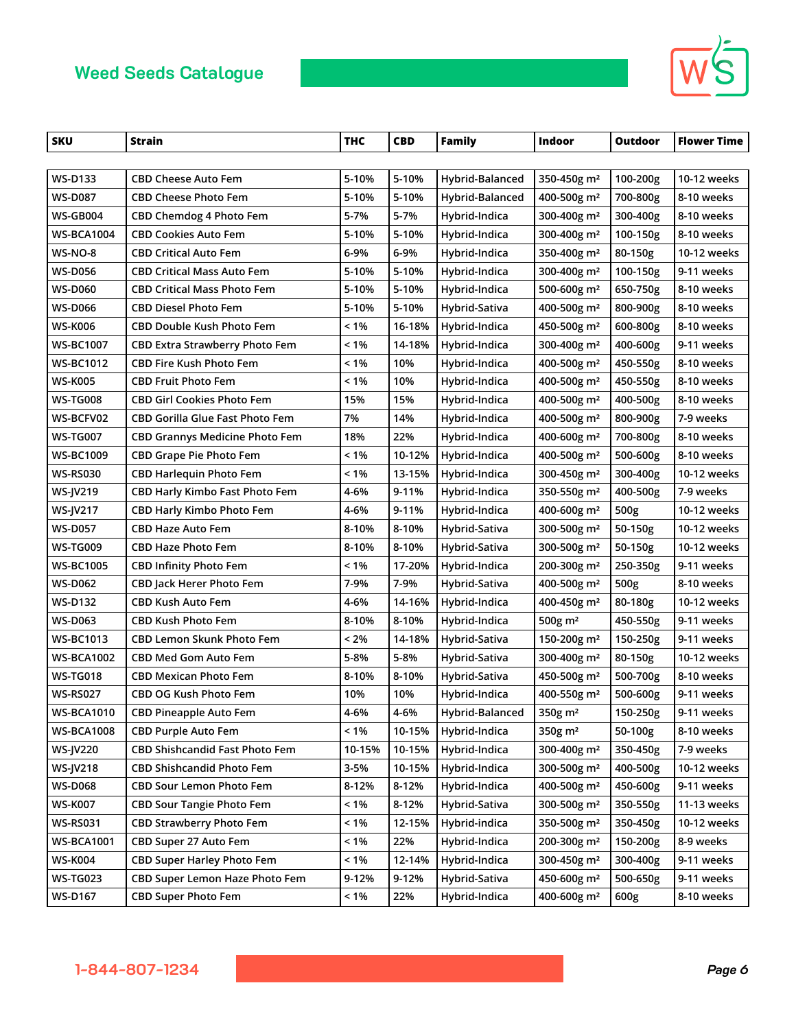# Weed Seeds Catalogue

| SKU | Strain | THC | CBD | Family | Indoor | Outdoor | Flower Time |
|---|---|---|---|---|---|---|---|
| WS-D133 | CBD Cheese Auto Fem | 5-10% | 5-10% | Hybrid-Balanced | 350-450g m² | 100-200g | 10-12 weeks |
| WS-D087 | CBD Cheese Photo Fem | 5-10% | 5-10% | Hybrid-Balanced | 400-500g m² | 700-800g | 8-10 weeks |
| WS-GB004 | CBD Chemdog 4 Photo Fem | 5-7% | 5-7% | Hybrid-Indica | 300-400g m² | 300-400g | 8-10 weeks |
| WS-BCA1004 | CBD Cookies Auto Fem | 5-10% | 5-10% | Hybrid-Indica | 300-400g m² | 100-150g | 8-10 weeks |
| WS-NO-8 | CBD Critical Auto Fem | 6-9% | 6-9% | Hybrid-Indica | 350-400g m² | 80-150g | 10-12 weeks |
| WS-D056 | CBD Critical Mass Auto Fem | 5-10% | 5-10% | Hybrid-Indica | 300-400g m² | 100-150g | 9-11 weeks |
| WS-D060 | CBD Critical Mass Photo Fem | 5-10% | 5-10% | Hybrid-Indica | 500-600g m² | 650-750g | 8-10 weeks |
| WS-D066 | CBD Diesel Photo Fem | 5-10% | 5-10% | Hybrid-Sativa | 400-500g m² | 800-900g | 8-10 weeks |
| WS-K006 | CBD Double Kush Photo Fem | < 1% | 16-18% | Hybrid-Indica | 450-500g m² | 600-800g | 8-10 weeks |
| WS-BC1007 | CBD Extra Strawberry Photo Fem | < 1% | 14-18% | Hybrid-Indica | 300-400g m² | 400-600g | 9-11 weeks |
| WS-BC1012 | CBD Fire Kush Photo Fem | < 1% | 10% | Hybrid-Indica | 400-500g m² | 450-550g | 8-10 weeks |
| WS-K005 | CBD Fruit Photo Fem | < 1% | 10% | Hybrid-Indica | 400-500g m² | 450-550g | 8-10 weeks |
| WS-TG008 | CBD Girl Cookies Photo Fem | 15% | 15% | Hybrid-Indica | 400-500g m² | 400-500g | 8-10 weeks |
| WS-BCFV02 | CBD Gorilla Glue Fast Photo Fem | 7% | 14% | Hybrid-Indica | 400-500g m² | 800-900g | 7-9 weeks |
| WS-TG007 | CBD Grannys Medicine Photo Fem | 18% | 22% | Hybrid-Indica | 400-600g m² | 700-800g | 8-10 weeks |
| WS-BC1009 | CBD Grape Pie Photo Fem | < 1% | 10-12% | Hybrid-Indica | 400-500g m² | 500-600g | 8-10 weeks |
| WS-RS030 | CBD Harlequin Photo Fem | < 1% | 13-15% | Hybrid-Indica | 300-450g m² | 300-400g | 10-12 weeks |
| WS-JV219 | CBD Harly Kimbo Fast Photo Fem | 4-6% | 9-11% | Hybrid-Indica | 350-550g m² | 400-500g | 7-9 weeks |
| WS-JV217 | CBD Harly Kimbo Photo Fem | 4-6% | 9-11% | Hybrid-Indica | 400-600g m² | 500g | 10-12 weeks |
| WS-D057 | CBD Haze Auto Fem | 8-10% | 8-10% | Hybrid-Sativa | 300-500g m² | 50-150g | 10-12 weeks |
| WS-TG009 | CBD Haze Photo Fem | 8-10% | 8-10% | Hybrid-Sativa | 300-500g m² | 50-150g | 10-12 weeks |
| WS-BC1005 | CBD Infinity Photo Fem | < 1% | 17-20% | Hybrid-Indica | 200-300g m² | 250-350g | 9-11 weeks |
| WS-D062 | CBD Jack Herer Photo Fem | 7-9% | 7-9% | Hybrid-Sativa | 400-500g m² | 500g | 8-10 weeks |
| WS-D132 | CBD Kush Auto Fem | 4-6% | 14-16% | Hybrid-Indica | 400-450g m² | 80-180g | 10-12 weeks |
| WS-D063 | CBD Kush Photo Fem | 8-10% | 8-10% | Hybrid-Indica | 500g m² | 450-550g | 9-11 weeks |
| WS-BC1013 | CBD Lemon Skunk Photo Fem | < 2% | 14-18% | Hybrid-Sativa | 150-200g m² | 150-250g | 9-11 weeks |
| WS-BCA1002 | CBD Med Gom Auto Fem | 5-8% | 5-8% | Hybrid-Sativa | 300-400g m² | 80-150g | 10-12 weeks |
| WS-TG018 | CBD Mexican Photo Fem | 8-10% | 8-10% | Hybrid-Sativa | 450-500g m² | 500-700g | 8-10 weeks |
| WS-RS027 | CBD OG Kush Photo Fem | 10% | 10% | Hybrid-Indica | 400-550g m² | 500-600g | 9-11 weeks |
| WS-BCA1010 | CBD Pineapple Auto Fem | 4-6% | 4-6% | Hybrid-Balanced | 350g m² | 150-250g | 9-11 weeks |
| WS-BCA1008 | CBD Purple Auto Fem | < 1% | 10-15% | Hybrid-Indica | 350g m² | 50-100g | 8-10 weeks |
| WS-JV220 | CBD Shishcandid Fast Photo Fem | 10-15% | 10-15% | Hybrid-Indica | 300-400g m² | 350-450g | 7-9 weeks |
| WS-JV218 | CBD Shishcandid Photo Fem | 3-5% | 10-15% | Hybrid-Indica | 300-500g m² | 400-500g | 10-12 weeks |
| WS-D068 | CBD Sour Lemon Photo Fem | 8-12% | 8-12% | Hybrid-Indica | 400-500g m² | 450-600g | 9-11 weeks |
| WS-K007 | CBD Sour Tangie Photo Fem | < 1% | 8-12% | Hybrid-Sativa | 300-500g m² | 350-550g | 11-13 weeks |
| WS-RS031 | CBD Strawberry Photo Fem | < 1% | 12-15% | Hybrid-indica | 350-500g m² | 350-450g | 10-12 weeks |
| WS-BCA1001 | CBD Super 27 Auto Fem | < 1% | 22% | Hybrid-Indica | 200-300g m² | 150-200g | 8-9 weeks |
| WS-K004 | CBD Super Harley Photo Fem | < 1% | 12-14% | Hybrid-Indica | 300-450g m² | 300-400g | 9-11 weeks |
| WS-TG023 | CBD Super Lemon Haze Photo Fem | 9-12% | 9-12% | Hybrid-Sativa | 450-600g m² | 500-650g | 9-11 weeks |
| WS-D167 | CBD Super Photo Fem | < 1% | 22% | Hybrid-Indica | 400-600g m² | 600g | 8-10 weeks |

1-844-807-1234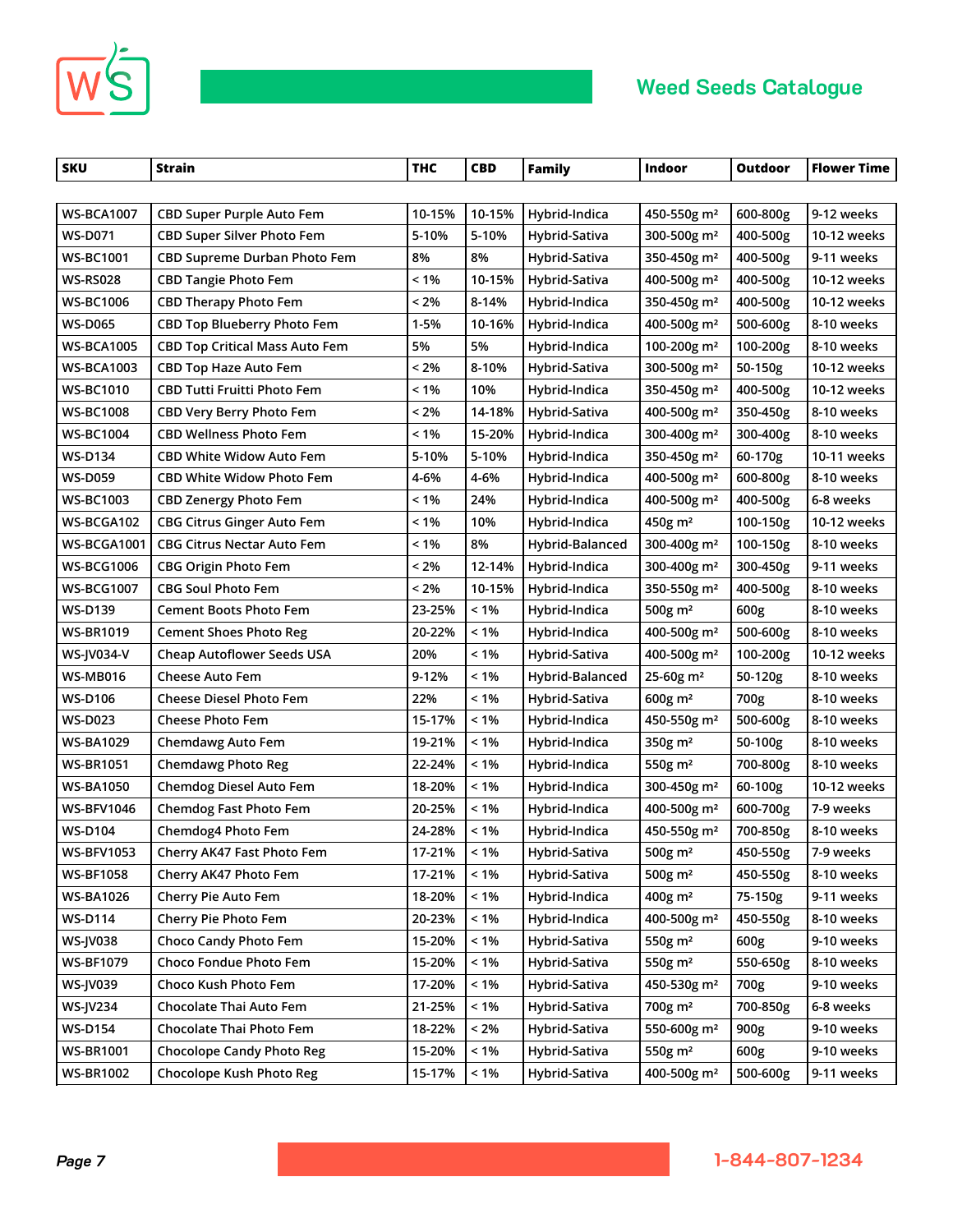| SKU | Strain | THC | CBD | Family | Indoor | Outdoor | Flower Time |
|---|---|---|---|---|---|---|---|
| WS-BCA1007 | CBD Super Purple Auto Fem | 10-15% | 10-15% | Hybrid-Indica | 450-550g m² | 600-800g | 9-12 weeks |
| WS-D071 | CBD Super Silver Photo Fem | 5-10% | 5-10% | Hybrid-Sativa | 300-500g m² | 400-500g | 10-12 weeks |
| WS-BC1001 | CBD Supreme Durban Photo Fem | 8% | 8% | Hybrid-Sativa | 350-450g m² | 400-500g | 9-11 weeks |
| WS-RS028 | CBD Tangie Photo Fem | < 1% | 10-15% | Hybrid-Sativa | 400-500g m² | 400-500g | 10-12 weeks |
| WS-BC1006 | CBD Therapy Photo Fem | < 2% | 8-14% | Hybrid-Indica | 350-450g m² | 400-500g | 10-12 weeks |
| WS-D065 | CBD Top Blueberry Photo Fem | 1-5% | 10-16% | Hybrid-Indica | 400-500g m² | 500-600g | 8-10 weeks |
| WS-BCA1005 | CBD Top Critical Mass Auto Fem | 5% | 5% | Hybrid-Indica | 100-200g m² | 100-200g | 8-10 weeks |
| WS-BCA1003 | CBD Top Haze Auto Fem | < 2% | 8-10% | Hybrid-Sativa | 300-500g m² | 50-150g | 10-12 weeks |
| WS-BC1010 | CBD Tutti Fruitti Photo Fem | < 1% | 10% | Hybrid-Indica | 350-450g m² | 400-500g | 10-12 weeks |
| WS-BC1008 | CBD Very Berry Photo Fem | < 2% | 14-18% | Hybrid-Sativa | 400-500g m² | 350-450g | 8-10 weeks |
| WS-BC1004 | CBD Wellness Photo Fem | < 1% | 15-20% | Hybrid-Indica | 300-400g m² | 300-400g | 8-10 weeks |
| WS-D134 | CBD White Widow Auto Fem | 5-10% | 5-10% | Hybrid-Indica | 350-450g m² | 60-170g | 10-11 weeks |
| WS-D059 | CBD White Widow Photo Fem | 4-6% | 4-6% | Hybrid-Indica | 400-500g m² | 600-800g | 8-10 weeks |
| WS-BC1003 | CBD Zenergy Photo Fem | < 1% | 24% | Hybrid-Indica | 400-500g m² | 400-500g | 6-8 weeks |
| WS-BCGA102 | CBG Citrus Ginger Auto Fem | < 1% | 10% | Hybrid-Indica | 450g m² | 100-150g | 10-12 weeks |
| WS-BCGA1001 | CBG Citrus Nectar Auto Fem | < 1% | 8% | Hybrid-Balanced | 300-400g m² | 100-150g | 8-10 weeks |
| WS-BCG1006 | CBG Origin Photo Fem | < 2% | 12-14% | Hybrid-Indica | 300-400g m² | 300-450g | 9-11 weeks |
| WS-BCG1007 | CBG Soul Photo Fem | < 2% | 10-15% | Hybrid-Indica | 350-550g m² | 400-500g | 8-10 weeks |
| WS-D139 | Cement Boots Photo Fem | 23-25% | < 1% | Hybrid-Indica | 500g m² | 600g | 8-10 weeks |
| WS-BR1019 | Cement Shoes Photo Reg | 20-22% | < 1% | Hybrid-Indica | 400-500g m² | 500-600g | 8-10 weeks |
| WS-JV034-V | Cheap Autoflower Seeds USA | 20% | < 1% | Hybrid-Sativa | 400-500g m² | 100-200g | 10-12 weeks |
| WS-MB016 | Cheese Auto Fem | 9-12% | < 1% | Hybrid-Balanced | 25-60g m² | 50-120g | 8-10 weeks |
| WS-D106 | Cheese Diesel Photo Fem | 22% | < 1% | Hybrid-Sativa | 600g m² | 700g | 8-10 weeks |
| WS-D023 | Cheese Photo Fem | 15-17% | < 1% | Hybrid-Indica | 450-550g m² | 500-600g | 8-10 weeks |
| WS-BA1029 | Chemdawg Auto Fem | 19-21% | < 1% | Hybrid-Indica | 350g m² | 50-100g | 8-10 weeks |
| WS-BR1051 | Chemdawg Photo Reg | 22-24% | < 1% | Hybrid-Indica | 550g m² | 700-800g | 8-10 weeks |
| WS-BA1050 | Chemdog Diesel Auto Fem | 18-20% | < 1% | Hybrid-Indica | 300-450g m² | 60-100g | 10-12 weeks |
| WS-BFV1046 | Chemdog Fast Photo Fem | 20-25% | < 1% | Hybrid-Indica | 400-500g m² | 600-700g | 7-9 weeks |
| WS-D104 | Chemdog4 Photo Fem | 24-28% | < 1% | Hybrid-Indica | 450-550g m² | 700-850g | 8-10 weeks |
| WS-BFV1053 | Cherry AK47 Fast Photo Fem | 17-21% | < 1% | Hybrid-Sativa | 500g m² | 450-550g | 7-9 weeks |
| WS-BF1058 | Cherry AK47 Photo Fem | 17-21% | < 1% | Hybrid-Sativa | 500g m² | 450-550g | 8-10 weeks |
| WS-BA1026 | Cherry Pie Auto Fem | 18-20% | < 1% | Hybrid-Indica | 400g m² | 75-150g | 9-11 weeks |
| WS-D114 | Cherry Pie Photo Fem | 20-23% | < 1% | Hybrid-Indica | 400-500g m² | 450-550g | 8-10 weeks |
| WS-JV038 | Choco Candy Photo Fem | 15-20% | < 1% | Hybrid-Sativa | 550g m² | 600g | 9-10 weeks |
| WS-BF1079 | Choco Fondue Photo Fem | 15-20% | < 1% | Hybrid-Sativa | 550g m² | 550-650g | 8-10 weeks |
| WS-JV039 | Choco Kush Photo Fem | 17-20% | < 1% | Hybrid-Sativa | 450-530g m² | 700g | 9-10 weeks |
| WS-JV234 | Chocolate Thai Auto Fem | 21-25% | < 1% | Hybrid-Sativa | 700g m² | 700-850g | 6-8 weeks |
| WS-D154 | Chocolate Thai Photo Fem | 18-22% | < 2% | Hybrid-Sativa | 550-600g m² | 900g | 9-10 weeks |
| WS-BR1001 | Chocolope Candy Photo Reg | 15-20% | < 1% | Hybrid-Sativa | 550g m² | 600g | 9-10 weeks |
| WS-BR1002 | Chocolope Kush Photo Reg | 15-17% | < 1% | Hybrid-Sativa | 400-500g m² | 500-600g | 9-11 weeks |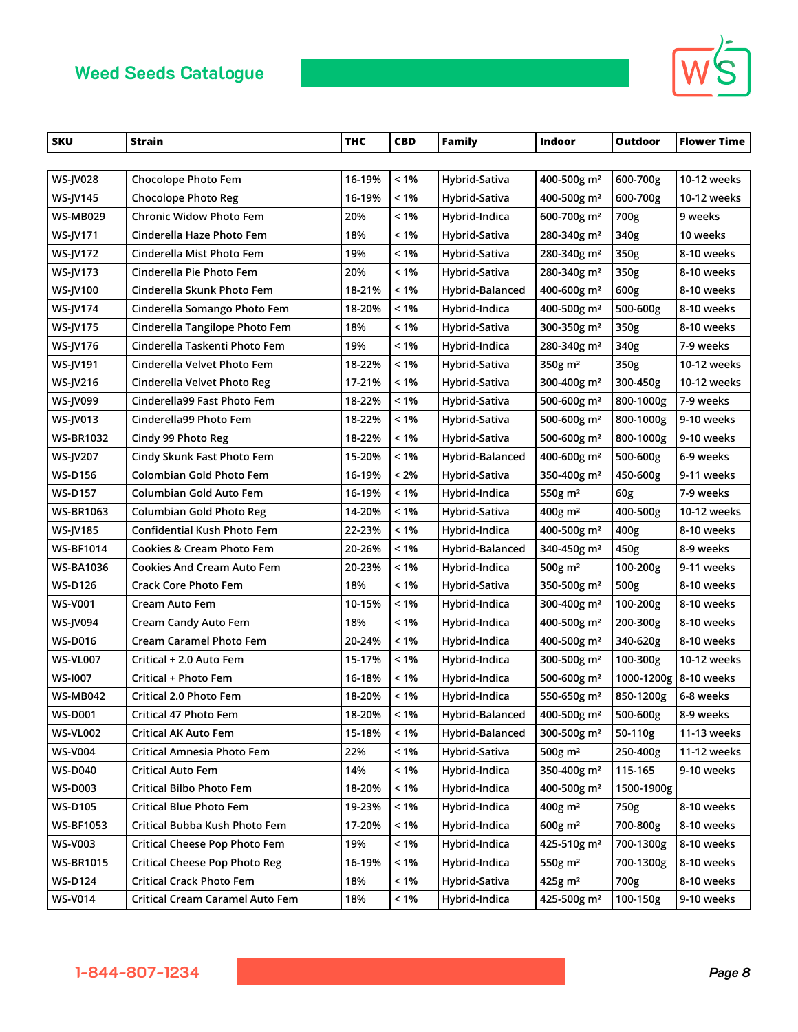# Weed Seeds Catalogue

| SKU | Strain | THC | CBD | Family | Indoor | Outdoor | Flower Time |
|---|---|---|---|---|---|---|---|
| WS-JV028 | Chocolope Photo Fem | 16-19% | < 1% | Hybrid-Sativa | 400-500g m² | 600-700g | 10-12 weeks |
| WS-JV145 | Chocolope Photo Reg | 16-19% | < 1% | Hybrid-Sativa | 400-500g m² | 600-700g | 10-12 weeks |
| WS-MB029 | Chronic Widow Photo Fem | 20% | < 1% | Hybrid-Indica | 600-700g m² | 700g | 9 weeks |
| WS-JV171 | Cinderella Haze Photo Fem | 18% | < 1% | Hybrid-Sativa | 280-340g m² | 340g | 10 weeks |
| WS-JV172 | Cinderella Mist Photo Fem | 19% | < 1% | Hybrid-Sativa | 280-340g m² | 350g | 8-10 weeks |
| WS-JV173 | Cinderella Pie Photo Fem | 20% | < 1% | Hybrid-Sativa | 280-340g m² | 350g | 8-10 weeks |
| WS-JV100 | Cinderella Skunk Photo Fem | 18-21% | < 1% | Hybrid-Balanced | 400-600g m² | 600g | 8-10 weeks |
| WS-JV174 | Cinderella Somango Photo Fem | 18-20% | < 1% | Hybrid-Indica | 400-500g m² | 500-600g | 8-10 weeks |
| WS-JV175 | Cinderella Tangilope Photo Fem | 18% | < 1% | Hybrid-Sativa | 300-350g m² | 350g | 8-10 weeks |
| WS-JV176 | Cinderella Taskenti Photo Fem | 19% | < 1% | Hybrid-Indica | 280-340g m² | 340g | 7-9 weeks |
| WS-JV191 | Cinderella Velvet Photo Fem | 18-22% | < 1% | Hybrid-Sativa | 350g m² | 350g | 10-12 weeks |
| WS-JV216 | Cinderella Velvet Photo Reg | 17-21% | < 1% | Hybrid-Sativa | 300-400g m² | 300-450g | 10-12 weeks |
| WS-JV099 | Cinderella99 Fast Photo Fem | 18-22% | < 1% | Hybrid-Sativa | 500-600g m² | 800-1000g | 7-9 weeks |
| WS-JV013 | Cinderella99 Photo Fem | 18-22% | < 1% | Hybrid-Sativa | 500-600g m² | 800-1000g | 9-10 weeks |
| WS-BR1032 | Cindy 99 Photo Reg | 18-22% | < 1% | Hybrid-Sativa | 500-600g m² | 800-1000g | 9-10 weeks |
| WS-JV207 | Cindy Skunk Fast Photo Fem | 15-20% | < 1% | Hybrid-Balanced | 400-600g m² | 500-600g | 6-9 weeks |
| WS-D156 | Colombian Gold Photo Fem | 16-19% | < 2% | Hybrid-Sativa | 350-400g m² | 450-600g | 9-11 weeks |
| WS-D157 | Columbian Gold Auto Fem | 16-19% | < 1% | Hybrid-Indica | 550g m² | 60g | 7-9 weeks |
| WS-BR1063 | Columbian Gold Photo Reg | 14-20% | < 1% | Hybrid-Sativa | 400g m² | 400-500g | 10-12 weeks |
| WS-JV185 | Confidential Kush Photo Fem | 22-23% | < 1% | Hybrid-Indica | 400-500g m² | 400g | 8-10 weeks |
| WS-BF1014 | Cookies & Cream Photo Fem | 20-26% | < 1% | Hybrid-Balanced | 340-450g m² | 450g | 8-9 weeks |
| WS-BA1036 | Cookies And Cream Auto Fem | 20-23% | < 1% | Hybrid-Indica | 500g m² | 100-200g | 9-11 weeks |
| WS-D126 | Crack Core Photo Fem | 18% | < 1% | Hybrid-Sativa | 350-500g m² | 500g | 8-10 weeks |
| WS-V001 | Cream Auto Fem | 10-15% | < 1% | Hybrid-Indica | 300-400g m² | 100-200g | 8-10 weeks |
| WS-JV094 | Cream Candy Auto Fem | 18% | < 1% | Hybrid-Indica | 400-500g m² | 200-300g | 8-10 weeks |
| WS-D016 | Cream Caramel Photo Fem | 20-24% | < 1% | Hybrid-Indica | 400-500g m² | 340-620g | 8-10 weeks |
| WS-VL007 | Critical + 2.0 Auto Fem | 15-17% | < 1% | Hybrid-Indica | 300-500g m² | 100-300g | 10-12 weeks |
| WS-I007 | Critical + Photo Fem | 16-18% | < 1% | Hybrid-Indica | 500-600g m² | 1000-1200g | 8-10 weeks |
| WS-MB042 | Critical 2.0 Photo Fem | 18-20% | < 1% | Hybrid-Indica | 550-650g m² | 850-1200g | 6-8 weeks |
| WS-D001 | Critical 47 Photo Fem | 18-20% | < 1% | Hybrid-Balanced | 400-500g m² | 500-600g | 8-9 weeks |
| WS-VL002 | Critical AK Auto Fem | 15-18% | < 1% | Hybrid-Balanced | 300-500g m² | 50-110g | 11-13 weeks |
| WS-V004 | Critical Amnesia Photo Fem | 22% | < 1% | Hybrid-Sativa | 500g m² | 250-400g | 11-12 weeks |
| WS-D040 | Critical Auto Fem | 14% | < 1% | Hybrid-Indica | 350-400g m² | 115-165 | 9-10 weeks |
| WS-D003 | Critical Bilbo Photo Fem | 18-20% | < 1% | Hybrid-Indica | 400-500g m² | 1500-1900g | |
| WS-D105 | Critical Blue Photo Fem | 19-23% | < 1% | Hybrid-Indica | 400g m² | 750g | 8-10 weeks |
| WS-BF1053 | Critical Bubba Kush Photo Fem | 17-20% | < 1% | Hybrid-Indica | 600g m² | 700-800g | 8-10 weeks |
| WS-V003 | Critical Cheese Pop Photo Fem | 19% | < 1% | Hybrid-Indica | 425-510g m² | 700-1300g | 8-10 weeks |
| WS-BR1015 | Critical Cheese Pop Photo Reg | 16-19% | < 1% | Hybrid-Indica | 550g m² | 700-1300g | 8-10 weeks |
| WS-D124 | Critical Crack Photo Fem | 18% | < 1% | Hybrid-Sativa | 425g m² | 700g | 8-10 weeks |
| WS-V014 | Critical Cream Caramel Auto Fem | 18% | < 1% | Hybrid-Indica | 425-500g m² | 100-150g | 9-10 weeks |

1-844-807-1234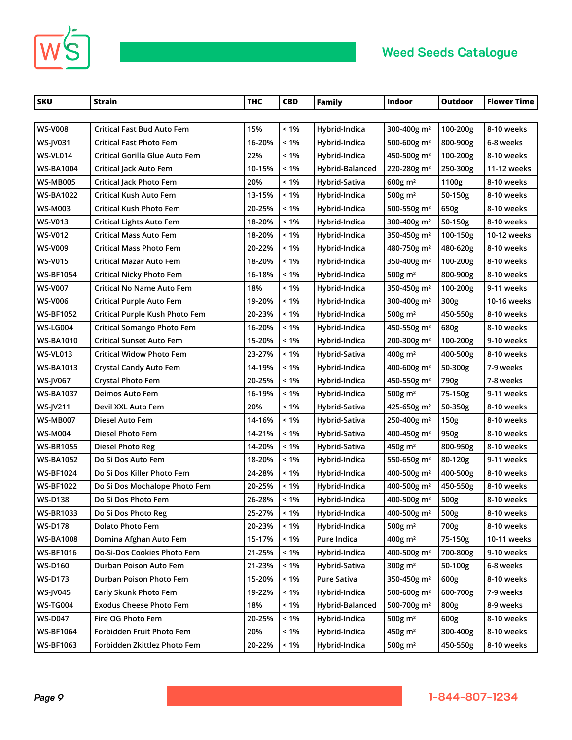| SKU | Strain | THC | CBD | Family | Indoor | Outdoor | Flower Time |
|---|---|---|---|---|---|---|---|
| WS-V008 | Critical Fast Bud Auto Fem | 15% | < 1% | Hybrid-Indica | 300-400g m² | 100-200g | 8-10 weeks |
| WS-JV031 | Critical Fast Photo Fem | 16-20% | < 1% | Hybrid-Indica | 500-600g m² | 800-900g | 6-8 weeks |
| WS-VL014 | Critical Gorilla Glue Auto Fem | 22% | < 1% | Hybrid-Indica | 450-500g m² | 100-200g | 8-10 weeks |
| WS-BA1004 | Critical Jack Auto Fem | 10-15% | < 1% | Hybrid-Balanced | 220-280g m² | 250-300g | 11-12 weeks |
| WS-MB005 | Critical Jack Photo Fem | 20% | < 1% | Hybrid-Sativa | 600g m² | 1100g | 8-10 weeks |
| WS-BA1022 | Critical Kush Auto Fem | 13-15% | < 1% | Hybrid-Indica | 500g m² | 50-150g | 8-10 weeks |
| WS-M003 | Critical Kush Photo Fem | 20-25% | < 1% | Hybrid-Indica | 500-550g m² | 650g | 8-10 weeks |
| WS-V013 | Critical Lights Auto Fem | 18-20% | < 1% | Hybrid-Indica | 300-400g m² | 50-150g | 8-10 weeks |
| WS-V012 | Critical Mass Auto Fem | 18-20% | < 1% | Hybrid-Indica | 350-450g m² | 100-150g | 10-12 weeks |
| WS-V009 | Critical Mass Photo Fem | 20-22% | < 1% | Hybrid-Indica | 480-750g m² | 480-620g | 8-10 weeks |
| WS-V015 | Critical Mazar Auto Fem | 18-20% | < 1% | Hybrid-Indica | 350-400g m² | 100-200g | 8-10 weeks |
| WS-BF1054 | Critical Nicky Photo Fem | 16-18% | < 1% | Hybrid-Indica | 500g m² | 800-900g | 8-10 weeks |
| WS-V007 | Critical No Name Auto Fem | 18% | < 1% | Hybrid-Indica | 350-450g m² | 100-200g | 9-11 weeks |
| WS-V006 | Critical Purple Auto Fem | 19-20% | < 1% | Hybrid-Indica | 300-400g m² | 300g | 10-16 weeks |
| WS-BF1052 | Critical Purple Kush Photo Fem | 20-23% | < 1% | Hybrid-Indica | 500g m² | 450-550g | 8-10 weeks |
| WS-LG004 | Critical Somango Photo Fem | 16-20% | < 1% | Hybrid-Indica | 450-550g m² | 680g | 8-10 weeks |
| WS-BA1010 | Critical Sunset Auto Fem | 15-20% | < 1% | Hybrid-Indica | 200-300g m² | 100-200g | 9-10 weeks |
| WS-VL013 | Critical Widow Photo Fem | 23-27% | < 1% | Hybrid-Sativa | 400g m² | 400-500g | 8-10 weeks |
| WS-BA1013 | Crystal Candy Auto Fem | 14-19% | < 1% | Hybrid-Indica | 400-600g m² | 50-300g | 7-9 weeks |
| WS-JV067 | Crystal Photo Fem | 20-25% | < 1% | Hybrid-Indica | 450-550g m² | 790g | 7-8 weeks |
| WS-BA1037 | Deimos Auto Fem | 16-19% | < 1% | Hybrid-Indica | 500g m² | 75-150g | 9-11 weeks |
| WS-JV211 | Devil XXL Auto Fem | 20% | < 1% | Hybrid-Sativa | 425-650g m² | 50-350g | 8-10 weeks |
| WS-MB007 | Diesel Auto Fem | 14-16% | < 1% | Hybrid-Sativa | 250-400g m² | 150g | 8-10 weeks |
| WS-M004 | Diesel Photo Fem | 14-21% | < 1% | Hybrid-Sativa | 400-450g m² | 950g | 8-10 weeks |
| WS-BR1055 | Diesel Photo Reg | 14-20% | < 1% | Hybrid-Sativa | 450g m² | 800-950g | 8-10 weeks |
| WS-BA1052 | Do Si Dos Auto Fem | 18-20% | < 1% | Hybrid-Indica | 550-650g m² | 80-120g | 9-11 weeks |
| WS-BF1024 | Do Si Dos Killer Photo Fem | 24-28% | < 1% | Hybrid-Indica | 400-500g m² | 400-500g | 8-10 weeks |
| WS-BF1022 | Do Si Dos Mochalope Photo Fem | 20-25% | < 1% | Hybrid-Indica | 400-500g m² | 450-550g | 8-10 weeks |
| WS-D138 | Do Si Dos Photo Fem | 26-28% | < 1% | Hybrid-Indica | 400-500g m² | 500g | 8-10 weeks |
| WS-BR1033 | Do Si Dos Photo Reg | 25-27% | < 1% | Hybrid-Indica | 400-500g m² | 500g | 8-10 weeks |
| WS-D178 | Dolato Photo Fem | 20-23% | < 1% | Hybrid-Indica | 500g m² | 700g | 8-10 weeks |
| WS-BA1008 | Domina Afghan Auto Fem | 15-17% | < 1% | Pure Indica | 400g m² | 75-150g | 10-11 weeks |
| WS-BF1016 | Do-Si-Dos Cookies Photo Fem | 21-25% | < 1% | Hybrid-Indica | 400-500g m² | 700-800g | 9-10 weeks |
| WS-D160 | Durban Poison Auto Fem | 21-23% | < 1% | Hybrid-Sativa | 300g m² | 50-100g | 6-8 weeks |
| WS-D173 | Durban Poison Photo Fem | 15-20% | < 1% | Pure Sativa | 350-450g m² | 600g | 8-10 weeks |
| WS-JV045 | Early Skunk Photo Fem | 19-22% | < 1% | Hybrid-Indica | 500-600g m² | 600-700g | 7-9 weeks |
| WS-TG004 | Exodus Cheese Photo Fem | 18% | < 1% | Hybrid-Balanced | 500-700g m² | 800g | 8-9 weeks |
| WS-D047 | Fire OG Photo Fem | 20-25% | < 1% | Hybrid-Indica | 500g m² | 600g | 8-10 weeks |
| WS-BF1064 | Forbidden Fruit Photo Fem | 20% | < 1% | Hybrid-Indica | 450g m² | 300-400g | 8-10 weeks |
| WS-BF1063 | Forbidden Zkittlez Photo Fem | 20-22% | < 1% | Hybrid-Indica | 500g m² | 450-550g | 8-10 weeks |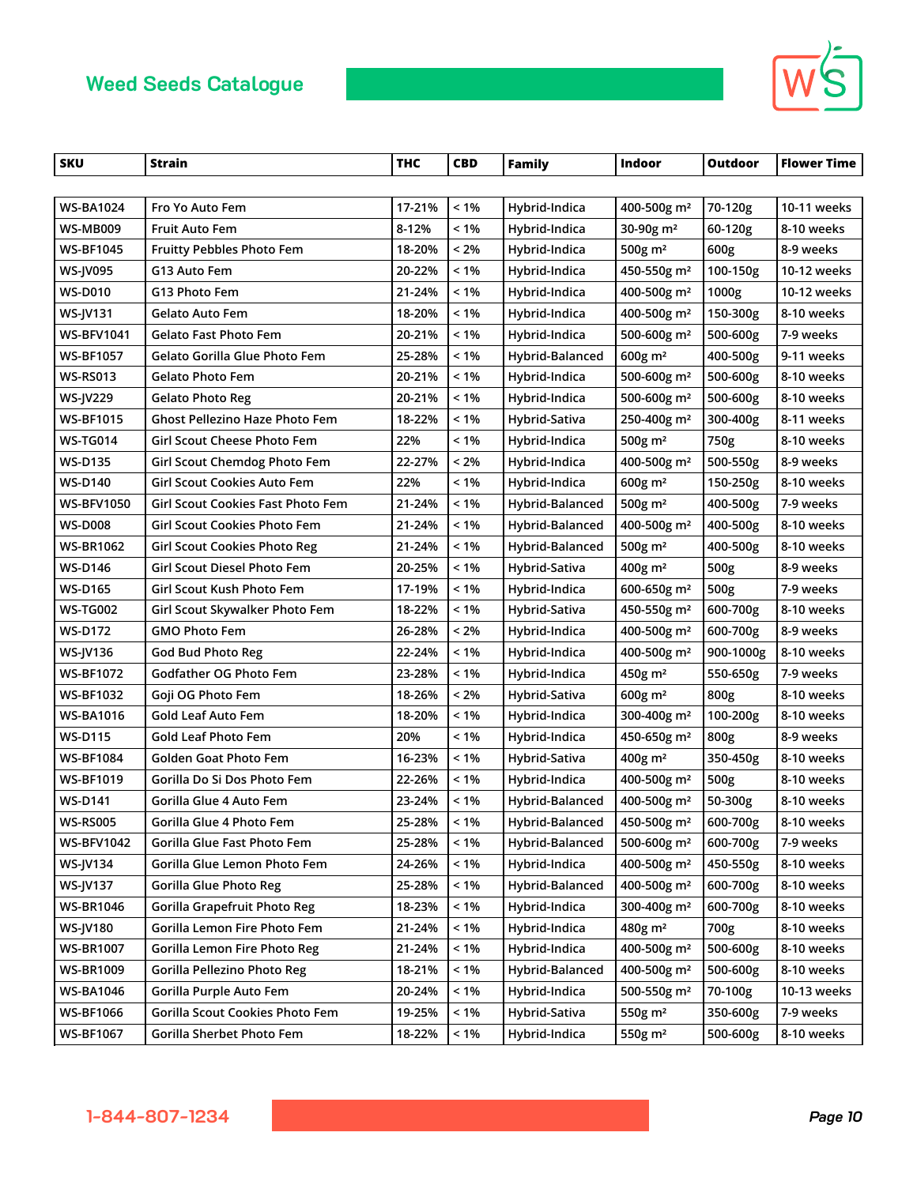## Weed Seeds Catalogue

| SKU | Strain | THC | CBD | Family | Indoor | Outdoor | Flower Time |
|---|---|---|---|---|---|---|---|
| WS-BA1024 | Fro Yo Auto Fem | 17-21% | < 1% | Hybrid-Indica | 400-500g m² | 70-120g | 10-11 weeks |
| WS-MB009 | Fruit Auto Fem | 8-12% | < 1% | Hybrid-Indica | 30-90g m² | 60-120g | 8-10 weeks |
| WS-BF1045 | Fruitty Pebbles Photo Fem | 18-20% | < 2% | Hybrid-Indica | 500g m² | 600g | 8-9 weeks |
| WS-JV095 | G13 Auto Fem | 20-22% | < 1% | Hybrid-Indica | 450-550g m² | 100-150g | 10-12 weeks |
| WS-D010 | G13 Photo Fem | 21-24% | < 1% | Hybrid-Indica | 400-500g m² | 1000g | 10-12 weeks |
| WS-JV131 | Gelato Auto Fem | 18-20% | < 1% | Hybrid-Indica | 400-500g m² | 150-300g | 8-10 weeks |
| WS-BFV1041 | Gelato Fast Photo Fem | 20-21% | < 1% | Hybrid-Indica | 500-600g m² | 500-600g | 7-9 weeks |
| WS-BF1057 | Gelato Gorilla Glue Photo Fem | 25-28% | < 1% | Hybrid-Balanced | 600g m² | 400-500g | 9-11 weeks |
| WS-RS013 | Gelato Photo Fem | 20-21% | < 1% | Hybrid-Indica | 500-600g m² | 500-600g | 8-10 weeks |
| WS-JV229 | Gelato Photo Reg | 20-21% | < 1% | Hybrid-Indica | 500-600g m² | 500-600g | 8-10 weeks |
| WS-BF1015 | Ghost Pellezino Haze Photo Fem | 18-22% | < 1% | Hybrid-Sativa | 250-400g m² | 300-400g | 8-11 weeks |
| WS-TG014 | Girl Scout Cheese Photo Fem | 22% | < 1% | Hybrid-Indica | 500g m² | 750g | 8-10 weeks |
| WS-D135 | Girl Scout Chemdog Photo Fem | 22-27% | < 2% | Hybrid-Indica | 400-500g m² | 500-550g | 8-9 weeks |
| WS-D140 | Girl Scout Cookies Auto Fem | 22% | < 1% | Hybrid-Indica | 600g m² | 150-250g | 8-10 weeks |
| WS-BFV1050 | Girl Scout Cookies Fast Photo Fem | 21-24% | < 1% | Hybrid-Balanced | 500g m² | 400-500g | 7-9 weeks |
| WS-D008 | Girl Scout Cookies Photo Fem | 21-24% | < 1% | Hybrid-Balanced | 400-500g m² | 400-500g | 8-10 weeks |
| WS-BR1062 | Girl Scout Cookies Photo Reg | 21-24% | < 1% | Hybrid-Balanced | 500g m² | 400-500g | 8-10 weeks |
| WS-D146 | Girl Scout Diesel Photo Fem | 20-25% | < 1% | Hybrid-Sativa | 400g m² | 500g | 8-9 weeks |
| WS-D165 | Girl Scout Kush Photo Fem | 17-19% | < 1% | Hybrid-Indica | 600-650g m² | 500g | 7-9 weeks |
| WS-TG002 | Girl Scout Skywalker Photo Fem | 18-22% | < 1% | Hybrid-Sativa | 450-550g m² | 600-700g | 8-10 weeks |
| WS-D172 | GMO Photo Fem | 26-28% | < 2% | Hybrid-Indica | 400-500g m² | 600-700g | 8-9 weeks |
| WS-JV136 | God Bud Photo Reg | 22-24% | < 1% | Hybrid-Indica | 400-500g m² | 900-1000g | 8-10 weeks |
| WS-BF1072 | Godfather OG Photo Fem | 23-28% | < 1% | Hybrid-Indica | 450g m² | 550-650g | 7-9 weeks |
| WS-BF1032 | Goji OG Photo Fem | 18-26% | < 2% | Hybrid-Sativa | 600g m² | 800g | 8-10 weeks |
| WS-BA1016 | Gold Leaf Auto Fem | 18-20% | < 1% | Hybrid-Indica | 300-400g m² | 100-200g | 8-10 weeks |
| WS-D115 | Gold Leaf Photo Fem | 20% | < 1% | Hybrid-Indica | 450-650g m² | 800g | 8-9 weeks |
| WS-BF1084 | Golden Goat Photo Fem | 16-23% | < 1% | Hybrid-Sativa | 400g m² | 350-450g | 8-10 weeks |
| WS-BF1019 | Gorilla Do Si Dos Photo Fem | 22-26% | < 1% | Hybrid-Indica | 400-500g m² | 500g | 8-10 weeks |
| WS-D141 | Gorilla Glue 4 Auto Fem | 23-24% | < 1% | Hybrid-Balanced | 400-500g m² | 50-300g | 8-10 weeks |
| WS-RS005 | Gorilla Glue 4 Photo Fem | 25-28% | < 1% | Hybrid-Balanced | 450-500g m² | 600-700g | 8-10 weeks |
| WS-BFV1042 | Gorilla Glue Fast Photo Fem | 25-28% | < 1% | Hybrid-Balanced | 500-600g m² | 600-700g | 7-9 weeks |
| WS-JV134 | Gorilla Glue Lemon Photo Fem | 24-26% | < 1% | Hybrid-Indica | 400-500g m² | 450-550g | 8-10 weeks |
| WS-JV137 | Gorilla Glue Photo Reg | 25-28% | < 1% | Hybrid-Balanced | 400-500g m² | 600-700g | 8-10 weeks |
| WS-BR1046 | Gorilla Grapefruit Photo Reg | 18-23% | < 1% | Hybrid-Indica | 300-400g m² | 600-700g | 8-10 weeks |
| WS-JV180 | Gorilla Lemon Fire Photo Fem | 21-24% | < 1% | Hybrid-Indica | 480g m² | 700g | 8-10 weeks |
| WS-BR1007 | Gorilla Lemon Fire Photo Reg | 21-24% | < 1% | Hybrid-Indica | 400-500g m² | 500-600g | 8-10 weeks |
| WS-BR1009 | Gorilla Pellezino Photo Reg | 18-21% | < 1% | Hybrid-Balanced | 400-500g m² | 500-600g | 8-10 weeks |
| WS-BA1046 | Gorilla Purple Auto Fem | 20-24% | < 1% | Hybrid-Indica | 500-550g m² | 70-100g | 10-13 weeks |
| WS-BF1066 | Gorilla Scout Cookies Photo Fem | 19-25% | < 1% | Hybrid-Sativa | 550g m² | 350-600g | 7-9 weeks |
| WS-BF1067 | Gorilla Sherbet Photo Fem | 18-22% | < 1% | Hybrid-Indica | 550g m² | 500-600g | 8-10 weeks |

1-844-807-1234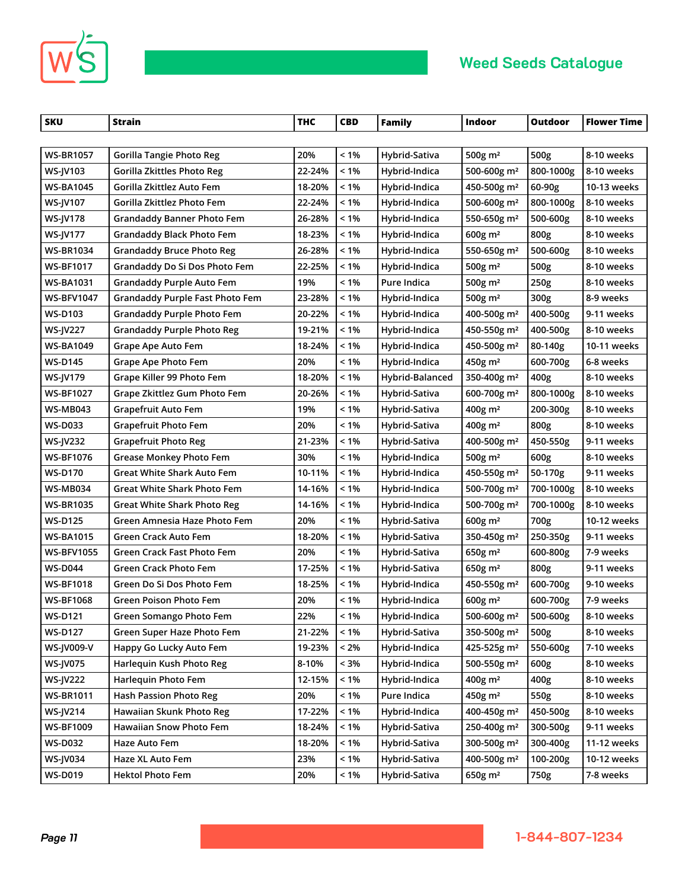# Weed Seeds Catalogue

| SKU | Strain | THC | CBD | Family | Indoor | Outdoor | Flower Time |
|---|---|---|---|---|---|---|---|
| WS-BR1057 | Gorilla Tangie Photo Reg | 20% | < 1% | Hybrid-Sativa | 500g m² | 500g | 8-10 weeks |
| WS-JV103 | Gorilla Zkittles Photo Reg | 22-24% | < 1% | Hybrid-Indica | 500-600g m² | 800-1000g | 8-10 weeks |
| WS-BA1045 | Gorilla Zkittlez Auto Fem | 18-20% | < 1% | Hybrid-Indica | 450-500g m² | 60-90g | 10-13 weeks |
| WS-JV107 | Gorilla Zkittlez Photo Fem | 22-24% | < 1% | Hybrid-Indica | 500-600g m² | 800-1000g | 8-10 weeks |
| WS-JV178 | Grandaddy Banner Photo Fem | 26-28% | < 1% | Hybrid-Indica | 550-650g m² | 500-600g | 8-10 weeks |
| WS-JV177 | Grandaddy Black Photo Fem | 18-23% | < 1% | Hybrid-Indica | 600g m² | 800g | 8-10 weeks |
| WS-BR1034 | Grandaddy Bruce Photo Reg | 26-28% | < 1% | Hybrid-Indica | 550-650g m² | 500-600g | 8-10 weeks |
| WS-BF1017 | Grandaddy Do Si Dos Photo Fem | 22-25% | < 1% | Hybrid-Indica | 500g m² | 500g | 8-10 weeks |
| WS-BA1031 | Grandaddy Purple Auto Fem | 19% | < 1% | Pure Indica | 500g m² | 250g | 8-10 weeks |
| WS-BFV1047 | Grandaddy Purple Fast Photo Fem | 23-28% | < 1% | Hybrid-Indica | 500g m² | 300g | 8-9 weeks |
| WS-D103 | Grandaddy Purple Photo Fem | 20-22% | < 1% | Hybrid-Indica | 400-500g m² | 400-500g | 9-11 weeks |
| WS-JV227 | Grandaddy Purple Photo Reg | 19-21% | < 1% | Hybrid-Indica | 450-550g m² | 400-500g | 8-10 weeks |
| WS-BA1049 | Grape Ape Auto Fem | 18-24% | < 1% | Hybrid-Indica | 450-500g m² | 80-140g | 10-11 weeks |
| WS-D145 | Grape Ape Photo Fem | 20% | < 1% | Hybrid-Indica | 450g m² | 600-700g | 6-8 weeks |
| WS-JV179 | Grape Killer 99 Photo Fem | 18-20% | < 1% | Hybrid-Balanced | 350-400g m² | 400g | 8-10 weeks |
| WS-BF1027 | Grape Zkittlez Gum Photo Fem | 20-26% | < 1% | Hybrid-Sativa | 600-700g m² | 800-1000g | 8-10 weeks |
| WS-MB043 | Grapefruit Auto Fem | 19% | < 1% | Hybrid-Sativa | 400g m² | 200-300g | 8-10 weeks |
| WS-D033 | Grapefruit Photo Fem | 20% | < 1% | Hybrid-Sativa | 400g m² | 800g | 8-10 weeks |
| WS-JV232 | Grapefruit Photo Reg | 21-23% | < 1% | Hybrid-Sativa | 400-500g m² | 450-550g | 9-11 weeks |
| WS-BF1076 | Grease Monkey Photo Fem | 30% | < 1% | Hybrid-Indica | 500g m² | 600g | 8-10 weeks |
| WS-D170 | Great White Shark Auto Fem | 10-11% | < 1% | Hybrid-Indica | 450-550g m² | 50-170g | 9-11 weeks |
| WS-MB034 | Great White Shark Photo Fem | 14-16% | < 1% | Hybrid-Indica | 500-700g m² | 700-1000g | 8-10 weeks |
| WS-BR1035 | Great White Shark Photo Reg | 14-16% | < 1% | Hybrid-Indica | 500-700g m² | 700-1000g | 8-10 weeks |
| WS-D125 | Green Amnesia Haze Photo Fem | 20% | < 1% | Hybrid-Sativa | 600g m² | 700g | 10-12 weeks |
| WS-BA1015 | Green Crack Auto Fem | 18-20% | < 1% | Hybrid-Sativa | 350-450g m² | 250-350g | 9-11 weeks |
| WS-BFV1055 | Green Crack Fast Photo Fem | 20% | < 1% | Hybrid-Sativa | 650g m² | 600-800g | 7-9 weeks |
| WS-D044 | Green Crack Photo Fem | 17-25% | < 1% | Hybrid-Sativa | 650g m² | 800g | 9-11 weeks |
| WS-BF1018 | Green Do Si Dos Photo Fem | 18-25% | < 1% | Hybrid-Indica | 450-550g m² | 600-700g | 9-10 weeks |
| WS-BF1068 | Green Poison Photo Fem | 20% | < 1% | Hybrid-Indica | 600g m² | 600-700g | 7-9 weeks |
| WS-D121 | Green Somango Photo Fem | 22% | < 1% | Hybrid-Indica | 500-600g m² | 500-600g | 8-10 weeks |
| WS-D127 | Green Super Haze Photo Fem | 21-22% | < 1% | Hybrid-Sativa | 350-500g m² | 500g | 8-10 weeks |
| WS-JV009-V | Happy Go Lucky Auto Fem | 19-23% | < 2% | Hybrid-Indica | 425-525g m² | 550-600g | 7-10 weeks |
| WS-JV075 | Harlequin Kush Photo Reg | 8-10% | < 3% | Hybrid-Indica | 500-550g m² | 600g | 8-10 weeks |
| WS-JV222 | Harlequin Photo Fem | 12-15% | < 1% | Hybrid-Indica | 400g m² | 400g | 8-10 weeks |
| WS-BR1011 | Hash Passion Photo Reg | 20% | < 1% | Pure Indica | 450g m² | 550g | 8-10 weeks |
| WS-JV214 | Hawaiian Skunk Photo Reg | 17-22% | < 1% | Hybrid-Indica | 400-450g m² | 450-500g | 8-10 weeks |
| WS-BF1009 | Hawaiian Snow Photo Fem | 18-24% | < 1% | Hybrid-Sativa | 250-400g m² | 300-500g | 9-11 weeks |
| WS-D032 | Haze Auto Fem | 18-20% | < 1% | Hybrid-Sativa | 300-500g m² | 300-400g | 11-12 weeks |
| WS-JV034 | Haze XL Auto Fem | 23% | < 1% | Hybrid-Sativa | 400-500g m² | 100-200g | 10-12 weeks |
| WS-D019 | Hektol Photo Fem | 20% | < 1% | Hybrid-Sativa | 650g m² | 750g | 7-8 weeks |

1-844-807-1234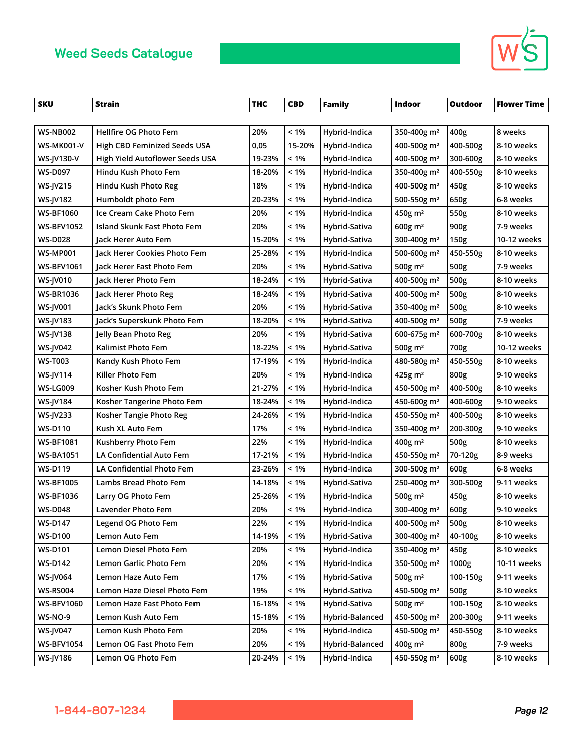## Weed Seeds Catalogue

| SKU | Strain | THC | CBD | Family | Indoor | Outdoor | Flower Time |
|---|---|---|---|---|---|---|---|
| WS-NB002 | Hellfire OG Photo Fem | 20% | < 1% | Hybrid-Indica | 350-400g m² | 400g | 8 weeks |
| WS-MK001-V | High CBD Feminized Seeds USA | 0,05 | 15-20% | Hybrid-Indica | 400-500g m² | 400-500g | 8-10 weeks |
| WS-JV130-V | High Yield Autoflower Seeds USA | 19-23% | < 1% | Hybrid-Indica | 400-500g m² | 300-600g | 8-10 weeks |
| WS-D097 | Hindu Kush Photo Fem | 18-20% | < 1% | Hybrid-Indica | 350-400g m² | 400-550g | 8-10 weeks |
| WS-JV215 | Hindu Kush Photo Reg | 18% | < 1% | Hybrid-Indica | 400-500g m² | 450g | 8-10 weeks |
| WS-JV182 | Humboldt photo Fem | 20-23% | < 1% | Hybrid-Indica | 500-550g m² | 650g | 6-8 weeks |
| WS-BF1060 | Ice Cream Cake Photo Fem | 20% | < 1% | Hybrid-Indica | 450g m² | 550g | 8-10 weeks |
| WS-BFV1052 | Island Skunk Fast Photo Fem | 20% | < 1% | Hybrid-Sativa | 600g m² | 900g | 7-9 weeks |
| WS-D028 | Jack Herer Auto Fem | 15-20% | < 1% | Hybrid-Sativa | 300-400g m² | 150g | 10-12 weeks |
| WS-MP001 | Jack Herer Cookies Photo Fem | 25-28% | < 1% | Hybrid-Indica | 500-600g m² | 450-550g | 8-10 weeks |
| WS-BFV1061 | Jack Herer Fast Photo Fem | 20% | < 1% | Hybrid-Sativa | 500g m² | 500g | 7-9 weeks |
| WS-JV010 | Jack Herer Photo Fem | 18-24% | < 1% | Hybrid-Sativa | 400-500g m² | 500g | 8-10 weeks |
| WS-BR1036 | Jack Herer Photo Reg | 18-24% | < 1% | Hybrid-Sativa | 400-500g m² | 500g | 8-10 weeks |
| WS-JV001 | Jack's Skunk Photo Fem | 20% | < 1% | Hybrid-Sativa | 350-400g m² | 500g | 8-10 weeks |
| WS-JV183 | Jack's Superskunk Photo Fem | 18-20% | < 1% | Hybrid-Sativa | 400-500g m² | 500g | 7-9 weeks |
| WS-JV138 | Jelly Bean Photo Reg | 20% | < 1% | Hybrid-Sativa | 600-675g m² | 600-700g | 8-10 weeks |
| WS-JV042 | Kalimist Photo Fem | 18-22% | < 1% | Hybrid-Sativa | 500g m² | 700g | 10-12 weeks |
| WS-T003 | Kandy Kush Photo Fem | 17-19% | < 1% | Hybrid-Indica | 480-580g m² | 450-550g | 8-10 weeks |
| WS-JV114 | Killer Photo Fem | 20% | < 1% | Hybrid-Indica | 425g m² | 800g | 9-10 weeks |
| WS-LG009 | Kosher Kush Photo Fem | 21-27% | < 1% | Hybrid-Indica | 450-500g m² | 400-500g | 8-10 weeks |
| WS-JV184 | Kosher Tangerine Photo Fem | 18-24% | < 1% | Hybrid-Indica | 450-600g m² | 400-600g | 9-10 weeks |
| WS-JV233 | Kosher Tangie Photo Reg | 24-26% | < 1% | Hybrid-Indica | 450-550g m² | 400-500g | 8-10 weeks |
| WS-D110 | Kush XL Auto Fem | 17% | < 1% | Hybrid-Indica | 350-400g m² | 200-300g | 9-10 weeks |
| WS-BF1081 | Kushberry Photo Fem | 22% | < 1% | Hybrid-Indica | 400g m² | 500g | 8-10 weeks |
| WS-BA1051 | LA Confidential Auto Fem | 17-21% | < 1% | Hybrid-Indica | 450-550g m² | 70-120g | 8-9 weeks |
| WS-D119 | LA Confidential Photo Fem | 23-26% | < 1% | Hybrid-Indica | 300-500g m² | 600g | 6-8 weeks |
| WS-BF1005 | Lambs Bread Photo Fem | 14-18% | < 1% | Hybrid-Sativa | 250-400g m² | 300-500g | 9-11 weeks |
| WS-BF1036 | Larry OG Photo Fem | 25-26% | < 1% | Hybrid-Indica | 500g m² | 450g | 8-10 weeks |
| WS-D048 | Lavender Photo Fem | 20% | < 1% | Hybrid-Indica | 300-400g m² | 600g | 9-10 weeks |
| WS-D147 | Legend OG Photo Fem | 22% | < 1% | Hybrid-Indica | 400-500g m² | 500g | 8-10 weeks |
| WS-D100 | Lemon Auto Fem | 14-19% | < 1% | Hybrid-Sativa | 300-400g m² | 40-100g | 8-10 weeks |
| WS-D101 | Lemon Diesel Photo Fem | 20% | < 1% | Hybrid-Indica | 350-400g m² | 450g | 8-10 weeks |
| WS-D142 | Lemon Garlic Photo Fem | 20% | < 1% | Hybrid-Indica | 350-500g m² | 1000g | 10-11 weeks |
| WS-JV064 | Lemon Haze Auto Fem | 17% | < 1% | Hybrid-Sativa | 500g m² | 100-150g | 9-11 weeks |
| WS-RS004 | Lemon Haze Diesel Photo Fem | 19% | < 1% | Hybrid-Sativa | 450-500g m² | 500g | 8-10 weeks |
| WS-BFV1060 | Lemon Haze Fast Photo Fem | 16-18% | < 1% | Hybrid-Sativa | 500g m² | 100-150g | 8-10 weeks |
| WS-NO-9 | Lemon Kush Auto Fem | 15-18% | < 1% | Hybrid-Balanced | 450-500g m² | 200-300g | 9-11 weeks |
| WS-JV047 | Lemon Kush Photo Fem | 20% | < 1% | Hybrid-Indica | 450-500g m² | 450-550g | 8-10 weeks |
| WS-BFV1054 | Lemon OG Fast Photo Fem | 20% | < 1% | Hybrid-Balanced | 400g m² | 800g | 7-9 weeks |
| WS-JV186 | Lemon OG Photo Fem | 20-24% | < 1% | Hybrid-Indica | 450-550g m² | 600g | 8-10 weeks |

1-844-807-1234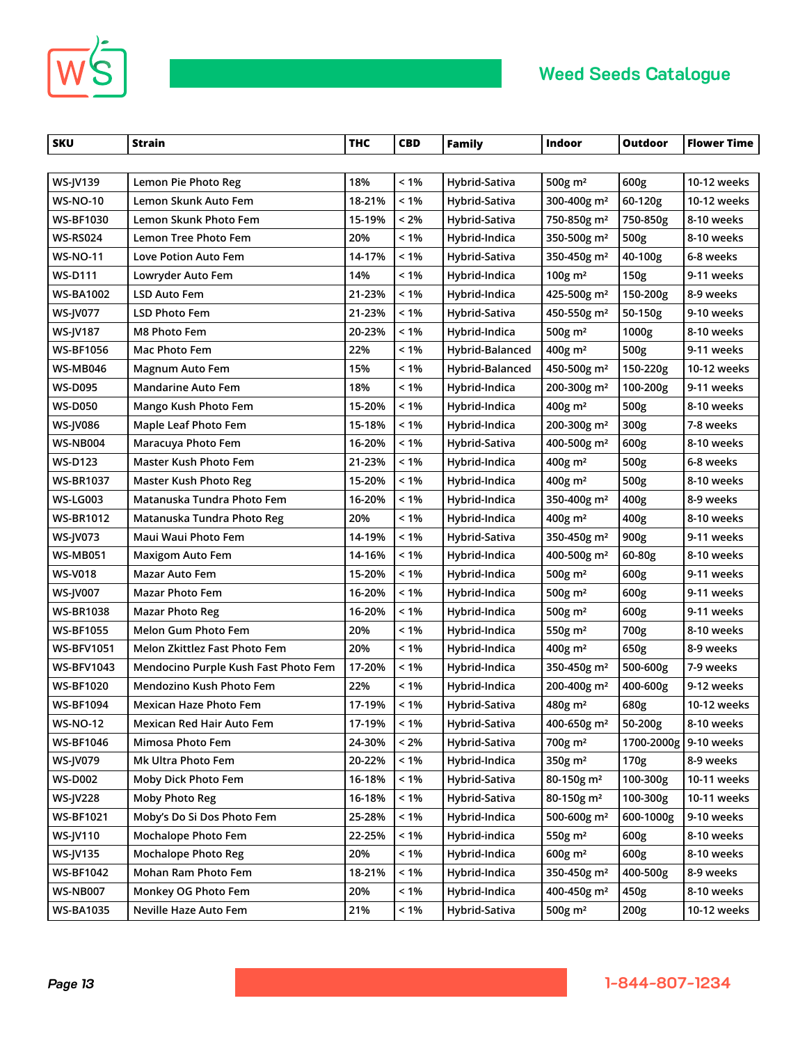| SKU | Strain | THC | CBD | Family | Indoor | Outdoor | Flower Time |
|---|---|---|---|---|---|---|---|
| WS-JV139 | Lemon Pie Photo Reg | 18% | < 1% | Hybrid-Sativa | 500g m² | 600g | 10-12 weeks |
| WS-NO-10 | Lemon Skunk Auto Fem | 18-21% | < 1% | Hybrid-Sativa | 300-400g m² | 60-120g | 10-12 weeks |
| WS-BF1030 | Lemon Skunk Photo Fem | 15-19% | < 2% | Hybrid-Sativa | 750-850g m² | 750-850g | 8-10 weeks |
| WS-RS024 | Lemon Tree Photo Fem | 20% | < 1% | Hybrid-Indica | 350-500g m² | 500g | 8-10 weeks |
| WS-NO-11 | Love Potion Auto Fem | 14-17% | < 1% | Hybrid-Sativa | 350-450g m² | 40-100g | 6-8 weeks |
| WS-D111 | Lowryder Auto Fem | 14% | < 1% | Hybrid-Indica | 100g m² | 150g | 9-11 weeks |
| WS-BA1002 | LSD Auto Fem | 21-23% | < 1% | Hybrid-Indica | 425-500g m² | 150-200g | 8-9 weeks |
| WS-JV077 | LSD Photo Fem | 21-23% | < 1% | Hybrid-Sativa | 450-550g m² | 50-150g | 9-10 weeks |
| WS-JV187 | M8 Photo Fem | 20-23% | < 1% | Hybrid-Indica | 500g m² | 1000g | 8-10 weeks |
| WS-BF1056 | Mac Photo Fem | 22% | < 1% | Hybrid-Balanced | 400g m² | 500g | 9-11 weeks |
| WS-MB046 | Magnum Auto Fem | 15% | < 1% | Hybrid-Balanced | 450-500g m² | 150-220g | 10-12 weeks |
| WS-D095 | Mandarine Auto Fem | 18% | < 1% | Hybrid-Indica | 200-300g m² | 100-200g | 9-11 weeks |
| WS-D050 | Mango Kush Photo Fem | 15-20% | < 1% | Hybrid-Indica | 400g m² | 500g | 8-10 weeks |
| WS-JV086 | Maple Leaf Photo Fem | 15-18% | < 1% | Hybrid-Indica | 200-300g m² | 300g | 7-8 weeks |
| WS-NB004 | Maracuya Photo Fem | 16-20% | < 1% | Hybrid-Sativa | 400-500g m² | 600g | 8-10 weeks |
| WS-D123 | Master Kush Photo Fem | 21-23% | < 1% | Hybrid-Indica | 400g m² | 500g | 6-8 weeks |
| WS-BR1037 | Master Kush Photo Reg | 15-20% | < 1% | Hybrid-Indica | 400g m² | 500g | 8-10 weeks |
| WS-LG003 | Matanuska Tundra Photo Fem | 16-20% | < 1% | Hybrid-Indica | 350-400g m² | 400g | 8-9 weeks |
| WS-BR1012 | Matanuska Tundra Photo Reg | 20% | < 1% | Hybrid-Indica | 400g m² | 400g | 8-10 weeks |
| WS-JV073 | Maui Waui Photo Fem | 14-19% | < 1% | Hybrid-Sativa | 350-450g m² | 900g | 9-11 weeks |
| WS-MB051 | Maxigom Auto Fem | 14-16% | < 1% | Hybrid-Indica | 400-500g m² | 60-80g | 8-10 weeks |
| WS-V018 | Mazar Auto Fem | 15-20% | < 1% | Hybrid-Indica | 500g m² | 600g | 9-11 weeks |
| WS-JV007 | Mazar Photo Fem | 16-20% | < 1% | Hybrid-Indica | 500g m² | 600g | 9-11 weeks |
| WS-BR1038 | Mazar Photo Reg | 16-20% | < 1% | Hybrid-Indica | 500g m² | 600g | 9-11 weeks |
| WS-BF1055 | Melon Gum Photo Fem | 20% | < 1% | Hybrid-Indica | 550g m² | 700g | 8-10 weeks |
| WS-BFV1051 | Melon Zkittlez Fast Photo Fem | 20% | < 1% | Hybrid-Indica | 400g m² | 650g | 8-9 weeks |
| WS-BFV1043 | Mendocino Purple Kush Fast Photo Fem | 17-20% | < 1% | Hybrid-Indica | 350-450g m² | 500-600g | 7-9 weeks |
| WS-BF1020 | Mendozino Kush Photo Fem | 22% | < 1% | Hybrid-Indica | 200-400g m² | 400-600g | 9-12 weeks |
| WS-BF1094 | Mexican Haze Photo Fem | 17-19% | < 1% | Hybrid-Sativa | 480g m² | 680g | 10-12 weeks |
| WS-NO-12 | Mexican Red Hair Auto Fem | 17-19% | < 1% | Hybrid-Sativa | 400-650g m² | 50-200g | 8-10 weeks |
| WS-BF1046 | Mimosa Photo Fem | 24-30% | < 2% | Hybrid-Sativa | 700g m² | 1700-2000g | 9-10 weeks |
| WS-JV079 | Mk Ultra Photo Fem | 20-22% | < 1% | Hybrid-Indica | 350g m² | 170g | 8-9 weeks |
| WS-D002 | Moby Dick Photo Fem | 16-18% | < 1% | Hybrid-Sativa | 80-150g m² | 100-300g | 10-11 weeks |
| WS-JV228 | Moby Photo Reg | 16-18% | < 1% | Hybrid-Sativa | 80-150g m² | 100-300g | 10-11 weeks |
| WS-BF1021 | Moby's Do Si Dos Photo Fem | 25-28% | < 1% | Hybrid-Indica | 500-600g m² | 600-1000g | 9-10 weeks |
| WS-JV110 | Mochalope Photo Fem | 22-25% | < 1% | Hybrid-indica | 550g m² | 600g | 8-10 weeks |
| WS-JV135 | Mochalope Photo Reg | 20% | < 1% | Hybrid-Indica | 600g m² | 600g | 8-10 weeks |
| WS-BF1042 | Mohan Ram Photo Fem | 18-21% | < 1% | Hybrid-Indica | 350-450g m² | 400-500g | 8-9 weeks |
| WS-NB007 | Monkey OG Photo Fem | 20% | < 1% | Hybrid-Indica | 400-450g m² | 450g | 8-10 weeks |
| WS-BA1035 | Neville Haze Auto Fem | 21% | < 1% | Hybrid-Sativa | 500g m² | 200g | 10-12 weeks |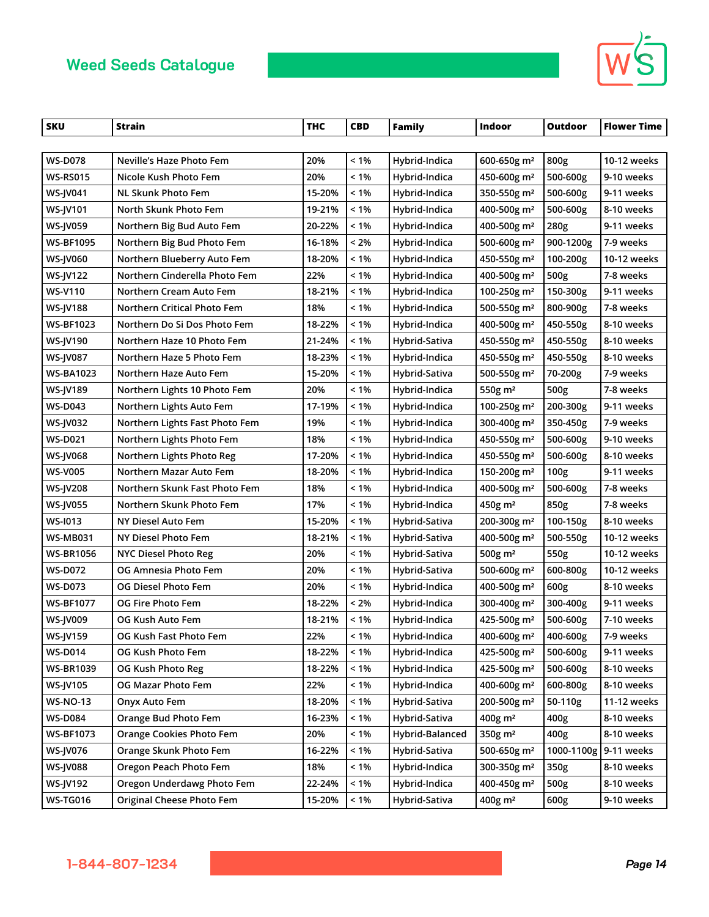## Weed Seeds Catalogue

| SKU | Strain | THC | CBD | Family | Indoor | Outdoor | Flower Time |
|---|---|---|---|---|---|---|---|
| WS-D078 | Neville's Haze Photo Fem | 20% | < 1% | Hybrid-Indica | 600-650g m² | 800g | 10-12 weeks |
| WS-RS015 | Nicole Kush Photo Fem | 20% | < 1% | Hybrid-Indica | 450-600g m² | 500-600g | 9-10 weeks |
| WS-JV041 | NL Skunk Photo Fem | 15-20% | < 1% | Hybrid-Indica | 350-550g m² | 500-600g | 9-11 weeks |
| WS-JV101 | North Skunk Photo Fem | 19-21% | < 1% | Hybrid-Indica | 400-500g m² | 500-600g | 8-10 weeks |
| WS-JV059 | Northern Big Bud Auto Fem | 20-22% | < 1% | Hybrid-Indica | 400-500g m² | 280g | 9-11 weeks |
| WS-BF1095 | Northern Big Bud Photo Fem | 16-18% | < 2% | Hybrid-Indica | 500-600g m² | 900-1200g | 7-9 weeks |
| WS-JV060 | Northern Blueberry Auto Fem | 18-20% | < 1% | Hybrid-Indica | 450-550g m² | 100-200g | 10-12 weeks |
| WS-JV122 | Northern Cinderella Photo Fem | 22% | < 1% | Hybrid-Indica | 400-500g m² | 500g | 7-8 weeks |
| WS-V110 | Northern Cream Auto Fem | 18-21% | < 1% | Hybrid-Indica | 100-250g m² | 150-300g | 9-11 weeks |
| WS-JV188 | Northern Critical Photo Fem | 18% | < 1% | Hybrid-Indica | 500-550g m² | 800-900g | 7-8 weeks |
| WS-BF1023 | Northern Do Si Dos Photo Fem | 18-22% | < 1% | Hybrid-Indica | 400-500g m² | 450-550g | 8-10 weeks |
| WS-JV190 | Northern Haze 10 Photo Fem | 21-24% | < 1% | Hybrid-Sativa | 450-550g m² | 450-550g | 8-10 weeks |
| WS-JV087 | Northern Haze 5 Photo Fem | 18-23% | < 1% | Hybrid-Indica | 450-550g m² | 450-550g | 8-10 weeks |
| WS-BA1023 | Northern Haze Auto Fem | 15-20% | < 1% | Hybrid-Sativa | 500-550g m² | 70-200g | 7-9 weeks |
| WS-JV189 | Northern Lights 10 Photo Fem | 20% | < 1% | Hybrid-Indica | 550g m² | 500g | 7-8 weeks |
| WS-D043 | Northern Lights Auto Fem | 17-19% | < 1% | Hybrid-Indica | 100-250g m² | 200-300g | 9-11 weeks |
| WS-JV032 | Northern Lights Fast Photo Fem | 19% | < 1% | Hybrid-Indica | 300-400g m² | 350-450g | 7-9 weeks |
| WS-D021 | Northern Lights Photo Fem | 18% | < 1% | Hybrid-Indica | 450-550g m² | 500-600g | 9-10 weeks |
| WS-JV068 | Northern Lights Photo Reg | 17-20% | < 1% | Hybrid-Indica | 450-550g m² | 500-600g | 8-10 weeks |
| WS-V005 | Northern Mazar Auto Fem | 18-20% | < 1% | Hybrid-Indica | 150-200g m² | 100g | 9-11 weeks |
| WS-JV208 | Northern Skunk Fast Photo Fem | 18% | < 1% | Hybrid-Indica | 400-500g m² | 500-600g | 7-8 weeks |
| WS-JV055 | Northern Skunk Photo Fem | 17% | < 1% | Hybrid-Indica | 450g m² | 850g | 7-8 weeks |
| WS-I013 | NY Diesel Auto Fem | 15-20% | < 1% | Hybrid-Sativa | 200-300g m² | 100-150g | 8-10 weeks |
| WS-MB031 | NY Diesel Photo Fem | 18-21% | < 1% | Hybrid-Sativa | 400-500g m² | 500-550g | 10-12 weeks |
| WS-BR1056 | NYC Diesel Photo Reg | 20% | < 1% | Hybrid-Sativa | 500g m² | 550g | 10-12 weeks |
| WS-D072 | OG Amnesia Photo Fem | 20% | < 1% | Hybrid-Sativa | 500-600g m² | 600-800g | 10-12 weeks |
| WS-D073 | OG Diesel Photo Fem | 20% | < 1% | Hybrid-Indica | 400-500g m² | 600g | 8-10 weeks |
| WS-BF1077 | OG Fire Photo Fem | 18-22% | < 2% | Hybrid-Indica | 300-400g m² | 300-400g | 9-11 weeks |
| WS-JV009 | OG Kush Auto Fem | 18-21% | < 1% | Hybrid-Indica | 425-500g m² | 500-600g | 7-10 weeks |
| WS-JV159 | OG Kush Fast Photo Fem | 22% | < 1% | Hybrid-Indica | 400-600g m² | 400-600g | 7-9 weeks |
| WS-D014 | OG Kush Photo Fem | 18-22% | < 1% | Hybrid-Indica | 425-500g m² | 500-600g | 9-11 weeks |
| WS-BR1039 | OG Kush Photo Reg | 18-22% | < 1% | Hybrid-Indica | 425-500g m² | 500-600g | 8-10 weeks |
| WS-JV105 | OG Mazar Photo Fem | 22% | < 1% | Hybrid-Indica | 400-600g m² | 600-800g | 8-10 weeks |
| WS-NO-13 | Onyx Auto Fem | 18-20% | < 1% | Hybrid-Sativa | 200-500g m² | 50-110g | 11-12 weeks |
| WS-D084 | Orange Bud Photo Fem | 16-23% | < 1% | Hybrid-Sativa | 400g m² | 400g | 8-10 weeks |
| WS-BF1073 | Orange Cookies Photo Fem | 20% | < 1% | Hybrid-Balanced | 350g m² | 400g | 8-10 weeks |
| WS-JV076 | Orange Skunk Photo Fem | 16-22% | < 1% | Hybrid-Sativa | 500-650g m² | 1000-1100g | 9-11 weeks |
| WS-JV088 | Oregon Peach Photo Fem | 18% | < 1% | Hybrid-Indica | 300-350g m² | 350g | 8-10 weeks |
| WS-JV192 | Oregon Underdawg Photo Fem | 22-24% | < 1% | Hybrid-Indica | 400-450g m² | 500g | 8-10 weeks |
| WS-TG016 | Original Cheese Photo Fem | 15-20% | < 1% | Hybrid-Sativa | 400g m² | 600g | 9-10 weeks |

1-844-807-1234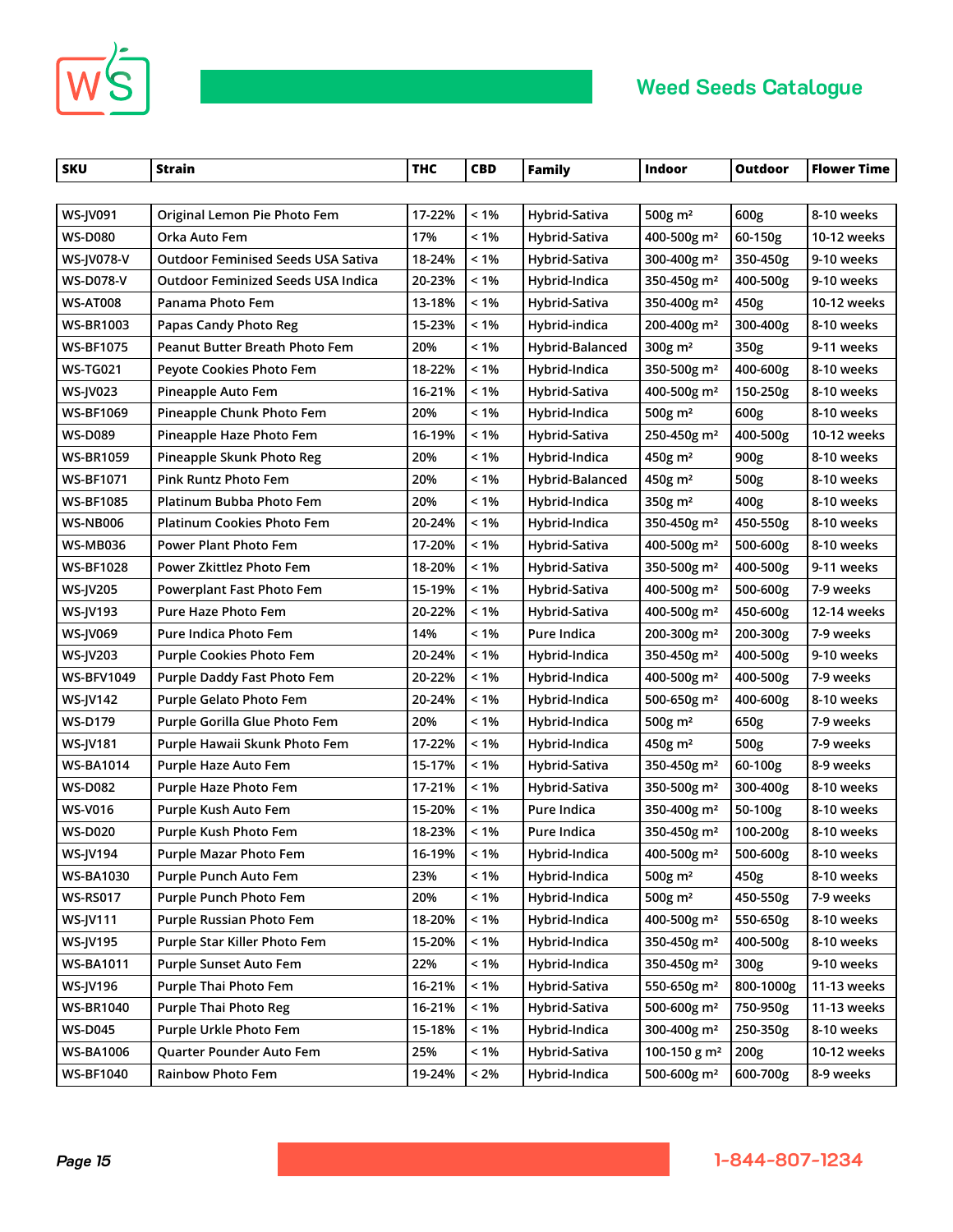| SKU | Strain | THC | CBD | Family | Indoor | Outdoor | Flower Time |
|---|---|---|---|---|---|---|---|
| WS-JV091 | Original Lemon Pie Photo Fem | 17-22% | < 1% | Hybrid-Sativa | 500g m² | 600g | 8-10 weeks |
| WS-D080 | Orka Auto Fem | 17% | < 1% | Hybrid-Sativa | 400-500g m² | 60-150g | 10-12 weeks |
| WS-JV078-V | Outdoor Feminised Seeds USA Sativa | 18-24% | < 1% | Hybrid-Sativa | 300-400g m² | 350-450g | 9-10 weeks |
| WS-D078-V | Outdoor Feminized Seeds USA Indica | 20-23% | < 1% | Hybrid-Indica | 350-450g m² | 400-500g | 9-10 weeks |
| WS-AT008 | Panama Photo Fem | 13-18% | < 1% | Hybrid-Sativa | 350-400g m² | 450g | 10-12 weeks |
| WS-BR1003 | Papas Candy Photo Reg | 15-23% | < 1% | Hybrid-indica | 200-400g m² | 300-400g | 8-10 weeks |
| WS-BF1075 | Peanut Butter Breath Photo Fem | 20% | < 1% | Hybrid-Balanced | 300g m² | 350g | 9-11 weeks |
| WS-TG021 | Peyote Cookies Photo Fem | 18-22% | < 1% | Hybrid-Indica | 350-500g m² | 400-600g | 8-10 weeks |
| WS-JV023 | Pineapple Auto Fem | 16-21% | < 1% | Hybrid-Sativa | 400-500g m² | 150-250g | 8-10 weeks |
| WS-BF1069 | Pineapple Chunk Photo Fem | 20% | < 1% | Hybrid-Indica | 500g m² | 600g | 8-10 weeks |
| WS-D089 | Pineapple Haze Photo Fem | 16-19% | < 1% | Hybrid-Sativa | 250-450g m² | 400-500g | 10-12 weeks |
| WS-BR1059 | Pineapple Skunk Photo Reg | 20% | < 1% | Hybrid-Indica | 450g m² | 900g | 8-10 weeks |
| WS-BF1071 | Pink Runtz Photo Fem | 20% | < 1% | Hybrid-Balanced | 450g m² | 500g | 8-10 weeks |
| WS-BF1085 | Platinum Bubba Photo Fem | 20% | < 1% | Hybrid-Indica | 350g m² | 400g | 8-10 weeks |
| WS-NB006 | Platinum Cookies Photo Fem | 20-24% | < 1% | Hybrid-Indica | 350-450g m² | 450-550g | 8-10 weeks |
| WS-MB036 | Power Plant Photo Fem | 17-20% | < 1% | Hybrid-Sativa | 400-500g m² | 500-600g | 8-10 weeks |
| WS-BF1028 | Power Zkittlez Photo Fem | 18-20% | < 1% | Hybrid-Sativa | 350-500g m² | 400-500g | 9-11 weeks |
| WS-JV205 | Powerplant Fast Photo Fem | 15-19% | < 1% | Hybrid-Sativa | 400-500g m² | 500-600g | 7-9 weeks |
| WS-JV193 | Pure Haze Photo Fem | 20-22% | < 1% | Hybrid-Sativa | 400-500g m² | 450-600g | 12-14 weeks |
| WS-JV069 | Pure Indica Photo Fem | 14% | < 1% | Pure Indica | 200-300g m² | 200-300g | 7-9 weeks |
| WS-JV203 | Purple Cookies Photo Fem | 20-24% | < 1% | Hybrid-Indica | 350-450g m² | 400-500g | 9-10 weeks |
| WS-BFV1049 | Purple Daddy Fast Photo Fem | 20-22% | < 1% | Hybrid-Indica | 400-500g m² | 400-500g | 7-9 weeks |
| WS-JV142 | Purple Gelato Photo Fem | 20-24% | < 1% | Hybrid-Indica | 500-650g m² | 400-600g | 8-10 weeks |
| WS-D179 | Purple Gorilla Glue Photo Fem | 20% | < 1% | Hybrid-Indica | 500g m² | 650g | 7-9 weeks |
| WS-JV181 | Purple Hawaii Skunk Photo Fem | 17-22% | < 1% | Hybrid-Indica | 450g m² | 500g | 7-9 weeks |
| WS-BA1014 | Purple Haze Auto Fem | 15-17% | < 1% | Hybrid-Sativa | 350-450g m² | 60-100g | 8-9 weeks |
| WS-D082 | Purple Haze Photo Fem | 17-21% | < 1% | Hybrid-Sativa | 350-500g m² | 300-400g | 8-10 weeks |
| WS-V016 | Purple Kush Auto Fem | 15-20% | < 1% | Pure Indica | 350-400g m² | 50-100g | 8-10 weeks |
| WS-D020 | Purple Kush Photo Fem | 18-23% | < 1% | Pure Indica | 350-450g m² | 100-200g | 8-10 weeks |
| WS-JV194 | Purple Mazar Photo Fem | 16-19% | < 1% | Hybrid-Indica | 400-500g m² | 500-600g | 8-10 weeks |
| WS-BA1030 | Purple Punch Auto Fem | 23% | < 1% | Hybrid-Indica | 500g m² | 450g | 8-10 weeks |
| WS-RS017 | Purple Punch Photo Fem | 20% | < 1% | Hybrid-Indica | 500g m² | 450-550g | 7-9 weeks |
| WS-JV111 | Purple Russian Photo Fem | 18-20% | < 1% | Hybrid-Indica | 400-500g m² | 550-650g | 8-10 weeks |
| WS-JV195 | Purple Star Killer Photo Fem | 15-20% | < 1% | Hybrid-Indica | 350-450g m² | 400-500g | 8-10 weeks |
| WS-BA1011 | Purple Sunset Auto Fem | 22% | < 1% | Hybrid-Indica | 350-450g m² | 300g | 9-10 weeks |
| WS-JV196 | Purple Thai Photo Fem | 16-21% | < 1% | Hybrid-Sativa | 550-650g m² | 800-1000g | 11-13 weeks |
| WS-BR1040 | Purple Thai Photo Reg | 16-21% | < 1% | Hybrid-Sativa | 500-600g m² | 750-950g | 11-13 weeks |
| WS-D045 | Purple Urkle Photo Fem | 15-18% | < 1% | Hybrid-Indica | 300-400g m² | 250-350g | 8-10 weeks |
| WS-BA1006 | Quarter Pounder Auto Fem | 25% | < 1% | Hybrid-Sativa | 100-150 g m² | 200g | 10-12 weeks |
| WS-BF1040 | Rainbow Photo Fem | 19-24% | < 2% | Hybrid-Indica | 500-600g m² | 600-700g | 8-9 weeks |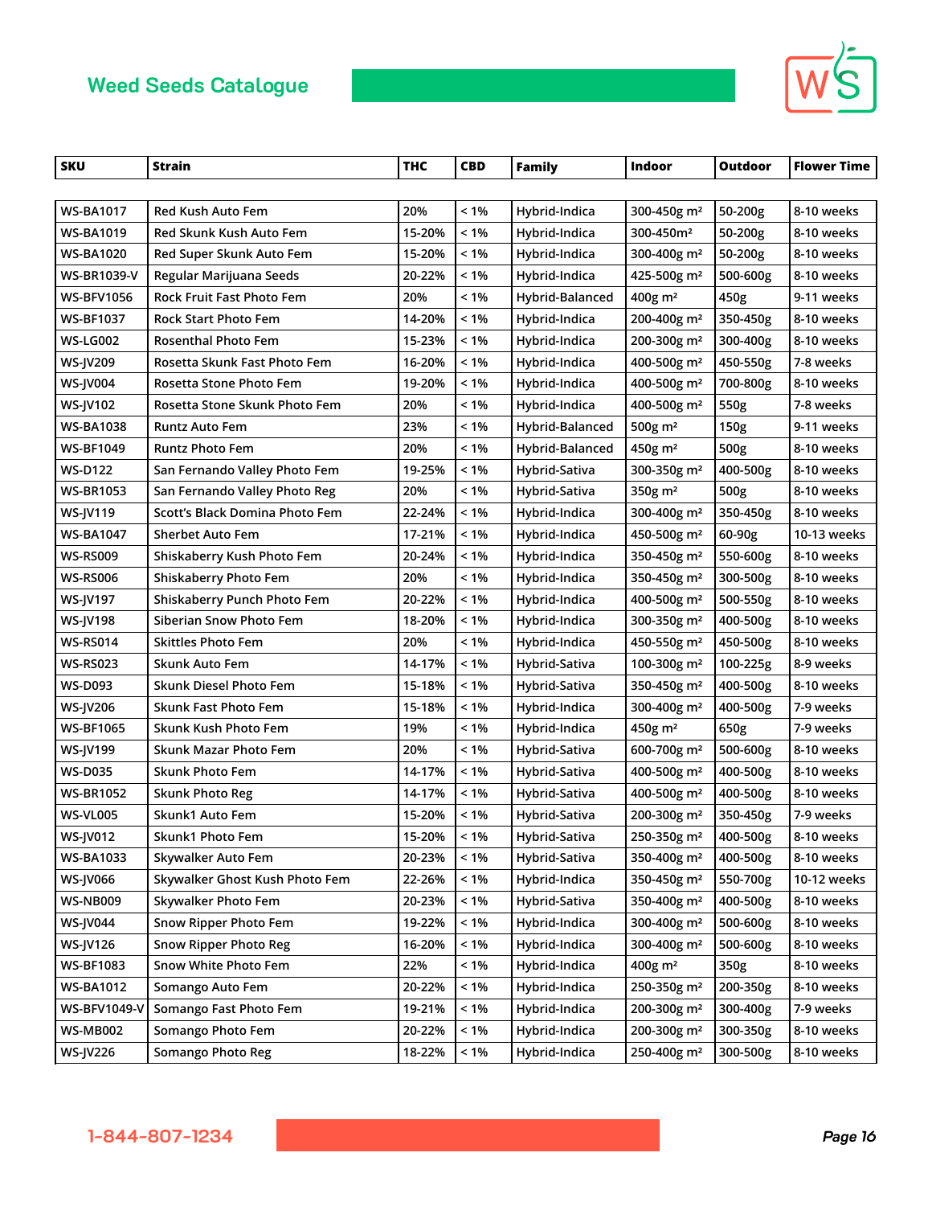## Weed Seeds Catalogue

| SKU | Strain | THC | CBD | Family | Indoor | Outdoor | Flower Time |
|---|---|---|---|---|---|---|---|
| WS-BA1017 | Red Kush Auto Fem | 20% | < 1% | Hybrid-Indica | 300-450g m² | 50-200g | 8-10 weeks |
| WS-BA1019 | Red Skunk Kush Auto Fem | 15-20% | < 1% | Hybrid-Indica | 300-450m² | 50-200g | 8-10 weeks |
| WS-BA1020 | Red Super Skunk Auto Fem | 15-20% | < 1% | Hybrid-Indica | 300-400g m² | 50-200g | 8-10 weeks |
| WS-BR1039-V | Regular Marijuana Seeds | 20-22% | < 1% | Hybrid-Indica | 425-500g m² | 500-600g | 8-10 weeks |
| WS-BFV1056 | Rock Fruit Fast Photo Fem | 20% | < 1% | Hybrid-Balanced | 400g m² | 450g | 9-11 weeks |
| WS-BF1037 | Rock Start Photo Fem | 14-20% | < 1% | Hybrid-Indica | 200-400g m² | 350-450g | 8-10 weeks |
| WS-LG002 | Rosenthal Photo Fem | 15-23% | < 1% | Hybrid-Indica | 200-300g m² | 300-400g | 8-10 weeks |
| WS-JV209 | Rosetta Skunk Fast Photo Fem | 16-20% | < 1% | Hybrid-Indica | 400-500g m² | 450-550g | 7-8 weeks |
| WS-JV004 | Rosetta Stone Photo Fem | 19-20% | < 1% | Hybrid-Indica | 400-500g m² | 700-800g | 8-10 weeks |
| WS-JV102 | Rosetta Stone Skunk Photo Fem | 20% | < 1% | Hybrid-Indica | 400-500g m² | 550g | 7-8 weeks |
| WS-BA1038 | Runtz Auto Fem | 23% | < 1% | Hybrid-Balanced | 500g m² | 150g | 9-11 weeks |
| WS-BF1049 | Runtz Photo Fem | 20% | < 1% | Hybrid-Balanced | 450g m² | 500g | 8-10 weeks |
| WS-D122 | San Fernando Valley Photo Fem | 19-25% | < 1% | Hybrid-Sativa | 300-350g m² | 400-500g | 8-10 weeks |
| WS-BR1053 | San Fernando Valley Photo Reg | 20% | < 1% | Hybrid-Sativa | 350g m² | 500g | 8-10 weeks |
| WS-JV119 | Scott's Black Domina Photo Fem | 22-24% | < 1% | Hybrid-Indica | 300-400g m² | 350-450g | 8-10 weeks |
| WS-BA1047 | Sherbet Auto Fem | 17-21% | < 1% | Hybrid-Indica | 450-500g m² | 60-90g | 10-13 weeks |
| WS-RS009 | Shiskaberry Kush Photo Fem | 20-24% | < 1% | Hybrid-Indica | 350-450g m² | 550-600g | 8-10 weeks |
| WS-RS006 | Shiskaberry Photo Fem | 20% | < 1% | Hybrid-Indica | 350-450g m² | 300-500g | 8-10 weeks |
| WS-JV197 | Shiskaberry Punch Photo Fem | 20-22% | < 1% | Hybrid-Indica | 400-500g m² | 500-550g | 8-10 weeks |
| WS-JV198 | Siberian Snow Photo Fem | 18-20% | < 1% | Hybrid-Indica | 300-350g m² | 400-500g | 8-10 weeks |
| WS-RS014 | Skittles Photo Fem | 20% | < 1% | Hybrid-Indica | 450-550g m² | 450-500g | 8-10 weeks |
| WS-RS023 | Skunk Auto Fem | 14-17% | < 1% | Hybrid-Sativa | 100-300g m² | 100-225g | 8-9 weeks |
| WS-D093 | Skunk Diesel Photo Fem | 15-18% | < 1% | Hybrid-Sativa | 350-450g m² | 400-500g | 8-10 weeks |
| WS-JV206 | Skunk Fast Photo Fem | 15-18% | < 1% | Hybrid-Indica | 300-400g m² | 400-500g | 7-9 weeks |
| WS-BF1065 | Skunk Kush Photo Fem | 19% | < 1% | Hybrid-Indica | 450g m² | 650g | 7-9 weeks |
| WS-JV199 | Skunk Mazar Photo Fem | 20% | < 1% | Hybrid-Sativa | 600-700g m² | 500-600g | 8-10 weeks |
| WS-D035 | Skunk Photo Fem | 14-17% | < 1% | Hybrid-Sativa | 400-500g m² | 400-500g | 8-10 weeks |
| WS-BR1052 | Skunk Photo Reg | 14-17% | < 1% | Hybrid-Sativa | 400-500g m² | 400-500g | 8-10 weeks |
| WS-VL005 | Skunk1 Auto Fem | 15-20% | < 1% | Hybrid-Sativa | 200-300g m² | 350-450g | 7-9 weeks |
| WS-JV012 | Skunk1 Photo Fem | 15-20% | < 1% | Hybrid-Sativa | 250-350g m² | 400-500g | 8-10 weeks |
| WS-BA1033 | Skywalker Auto Fem | 20-23% | < 1% | Hybrid-Sativa | 350-400g m² | 400-500g | 8-10 weeks |
| WS-JV066 | Skywalker Ghost Kush Photo Fem | 22-26% | < 1% | Hybrid-Indica | 350-450g m² | 550-700g | 10-12 weeks |
| WS-NB009 | Skywalker Photo Fem | 20-23% | < 1% | Hybrid-Sativa | 350-400g m² | 400-500g | 8-10 weeks |
| WS-JV044 | Snow Ripper Photo Fem | 19-22% | < 1% | Hybrid-Indica | 300-400g m² | 500-600g | 8-10 weeks |
| WS-JV126 | Snow Ripper Photo Reg | 16-20% | < 1% | Hybrid-Indica | 300-400g m² | 500-600g | 8-10 weeks |
| WS-BF1083 | Snow White Photo Fem | 22% | < 1% | Hybrid-Indica | 400g m² | 350g | 8-10 weeks |
| WS-BA1012 | Somango Auto Fem | 20-22% | < 1% | Hybrid-Indica | 250-350g m² | 200-350g | 8-10 weeks |
| WS-BFV1049-V | Somango Fast Photo Fem | 19-21% | < 1% | Hybrid-Indica | 200-300g m² | 300-400g | 7-9 weeks |
| WS-MB002 | Somango Photo Fem | 20-22% | < 1% | Hybrid-Indica | 200-300g m² | 300-350g | 8-10 weeks |
| WS-JV226 | Somango Photo Reg | 18-22% | < 1% | Hybrid-Indica | 250-400g m² | 300-500g | 8-10 weeks |

1-844-807-1234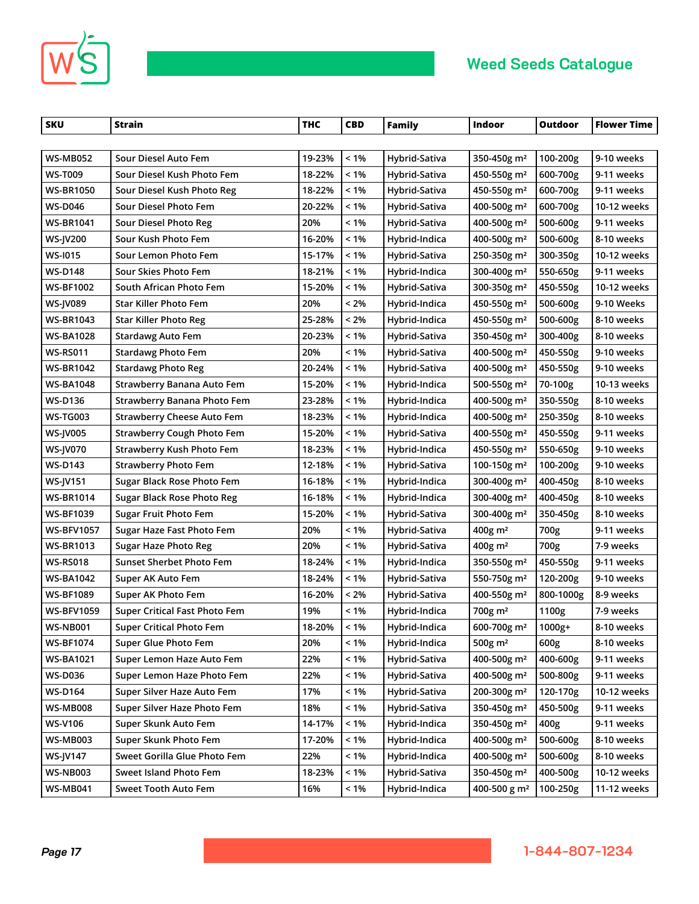# Weed Seeds Catalogue

| SKU | Strain | THC | CBD | Family | Indoor | Outdoor | Flower Time |
|---|---|---|---|---|---|---|---|
| WS-MB052 | Sour Diesel Auto Fem | 19-23% | < 1% | Hybrid-Sativa | 350-450g m² | 100-200g | 9-10 weeks |
| WS-T009 | Sour Diesel Kush Photo Fem | 18-22% | < 1% | Hybrid-Sativa | 450-550g m² | 600-700g | 9-11 weeks |
| WS-BR1050 | Sour Diesel Kush Photo Reg | 18-22% | < 1% | Hybrid-Sativa | 450-550g m² | 600-700g | 9-11 weeks |
| WS-D046 | Sour Diesel Photo Fem | 20-22% | < 1% | Hybrid-Sativa | 400-500g m² | 600-700g | 10-12 weeks |
| WS-BR1041 | Sour Diesel Photo Reg | 20% | < 1% | Hybrid-Sativa | 400-500g m² | 500-600g | 9-11 weeks |
| WS-JV200 | Sour Kush Photo Fem | 16-20% | < 1% | Hybrid-Indica | 400-500g m² | 500-600g | 8-10 weeks |
| WS-I015 | Sour Lemon Photo Fem | 15-17% | < 1% | Hybrid-Sativa | 250-350g m² | 300-350g | 10-12 weeks |
| WS-D148 | Sour Skies Photo Fem | 18-21% | < 1% | Hybrid-Indica | 300-400g m² | 550-650g | 9-11 weeks |
| WS-BF1002 | South African Photo Fem | 15-20% | < 1% | Hybrid-Sativa | 300-350g m² | 450-550g | 10-12 weeks |
| WS-JV089 | Star Killer Photo Fem | 20% | < 2% | Hybrid-Indica | 450-550g m² | 500-600g | 9-10 Weeks |
| WS-BR1043 | Star Killer Photo Reg | 25-28% | < 2% | Hybrid-Indica | 450-550g m² | 500-600g | 8-10 weeks |
| WS-BA1028 | Stardawg Auto Fem | 20-23% | < 1% | Hybrid-Sativa | 350-450g m² | 300-400g | 8-10 weeks |
| WS-RS011 | Stardawg Photo Fem | 20% | < 1% | Hybrid-Sativa | 400-500g m² | 450-550g | 9-10 weeks |
| WS-BR1042 | Stardawg Photo Reg | 20-24% | < 1% | Hybrid-Sativa | 400-500g m² | 450-550g | 9-10 weeks |
| WS-BA1048 | Strawberry Banana Auto Fem | 15-20% | < 1% | Hybrid-Indica | 500-550g m² | 70-100g | 10-13 weeks |
| WS-D136 | Strawberry Banana Photo Fem | 23-28% | < 1% | Hybrid-Indica | 400-500g m² | 350-550g | 8-10 weeks |
| WS-TG003 | Strawberry Cheese Auto Fem | 18-23% | < 1% | Hybrid-Indica | 400-500g m² | 250-350g | 8-10 weeks |
| WS-JV005 | Strawberry Cough Photo Fem | 15-20% | < 1% | Hybrid-Sativa | 400-550g m² | 450-550g | 9-11 weeks |
| WS-JV070 | Strawberry Kush Photo Fem | 18-23% | < 1% | Hybrid-Indica | 450-550g m² | 550-650g | 9-10 weeks |
| WS-D143 | Strawberry Photo Fem | 12-18% | < 1% | Hybrid-Sativa | 100-150g m² | 100-200g | 9-10 weeks |
| WS-JV151 | Sugar Black Rose Photo Fem | 16-18% | < 1% | Hybrid-Indica | 300-400g m² | 400-450g | 8-10 weeks |
| WS-BR1014 | Sugar Black Rose Photo Reg | 16-18% | < 1% | Hybrid-Indica | 300-400g m² | 400-450g | 8-10 weeks |
| WS-BF1039 | Sugar Fruit Photo Fem | 15-20% | < 1% | Hybrid-Sativa | 300-400g m² | 350-450g | 8-10 weeks |
| WS-BFV1057 | Sugar Haze Fast Photo Fem | 20% | < 1% | Hybrid-Sativa | 400g m² | 700g | 9-11 weeks |
| WS-BR1013 | Sugar Haze Photo Reg | 20% | < 1% | Hybrid-Sativa | 400g m² | 700g | 7-9 weeks |
| WS-RS018 | Sunset Sherbet Photo Fem | 18-24% | < 1% | Hybrid-Indica | 350-550g m² | 450-550g | 9-11 weeks |
| WS-BA1042 | Super AK Auto Fem | 18-24% | < 1% | Hybrid-Sativa | 550-750g m² | 120-200g | 9-10 weeks |
| WS-BF1089 | Super AK Photo Fem | 16-20% | < 2% | Hybrid-Sativa | 400-550g m² | 800-1000g | 8-9 weeks |
| WS-BFV1059 | Super Critical Fast Photo Fem | 19% | < 1% | Hybrid-Indica | 700g m² | 1100g | 7-9 weeks |
| WS-NB001 | Super Critical Photo Fem | 18-20% | < 1% | Hybrid-Indica | 600-700g m² | 1000g+ | 8-10 weeks |
| WS-BF1074 | Super Glue Photo Fem | 20% | < 1% | Hybrid-Indica | 500g m² | 600g | 8-10 weeks |
| WS-BA1021 | Super Lemon Haze Auto Fem | 22% | < 1% | Hybrid-Sativa | 400-500g m² | 400-600g | 9-11 weeks |
| WS-D036 | Super Lemon Haze Photo Fem | 22% | < 1% | Hybrid-Sativa | 400-500g m² | 500-800g | 9-11 weeks |
| WS-D164 | Super Silver Haze Auto Fem | 17% | < 1% | Hybrid-Sativa | 200-300g m² | 120-170g | 10-12 weeks |
| WS-MB008 | Super Silver Haze Photo Fem | 18% | < 1% | Hybrid-Sativa | 350-450g m² | 450-500g | 9-11 weeks |
| WS-V106 | Super Skunk Auto Fem | 14-17% | < 1% | Hybrid-Indica | 350-450g m² | 400g | 9-11 weeks |
| WS-MB003 | Super Skunk Photo Fem | 17-20% | < 1% | Hybrid-Indica | 400-500g m² | 500-600g | 8-10 weeks |
| WS-JV147 | Sweet Gorilla Glue Photo Fem | 22% | < 1% | Hybrid-Indica | 400-500g m² | 500-600g | 8-10 weeks |
| WS-NB003 | Sweet Island Photo Fem | 18-23% | < 1% | Hybrid-Sativa | 350-450g m² | 400-500g | 10-12 weeks |
| WS-MB041 | Sweet Tooth Auto Fem | 16% | < 1% | Hybrid-Indica | 400-500 g m² | 100-250g | 11-12 weeks |

1-844-807-1234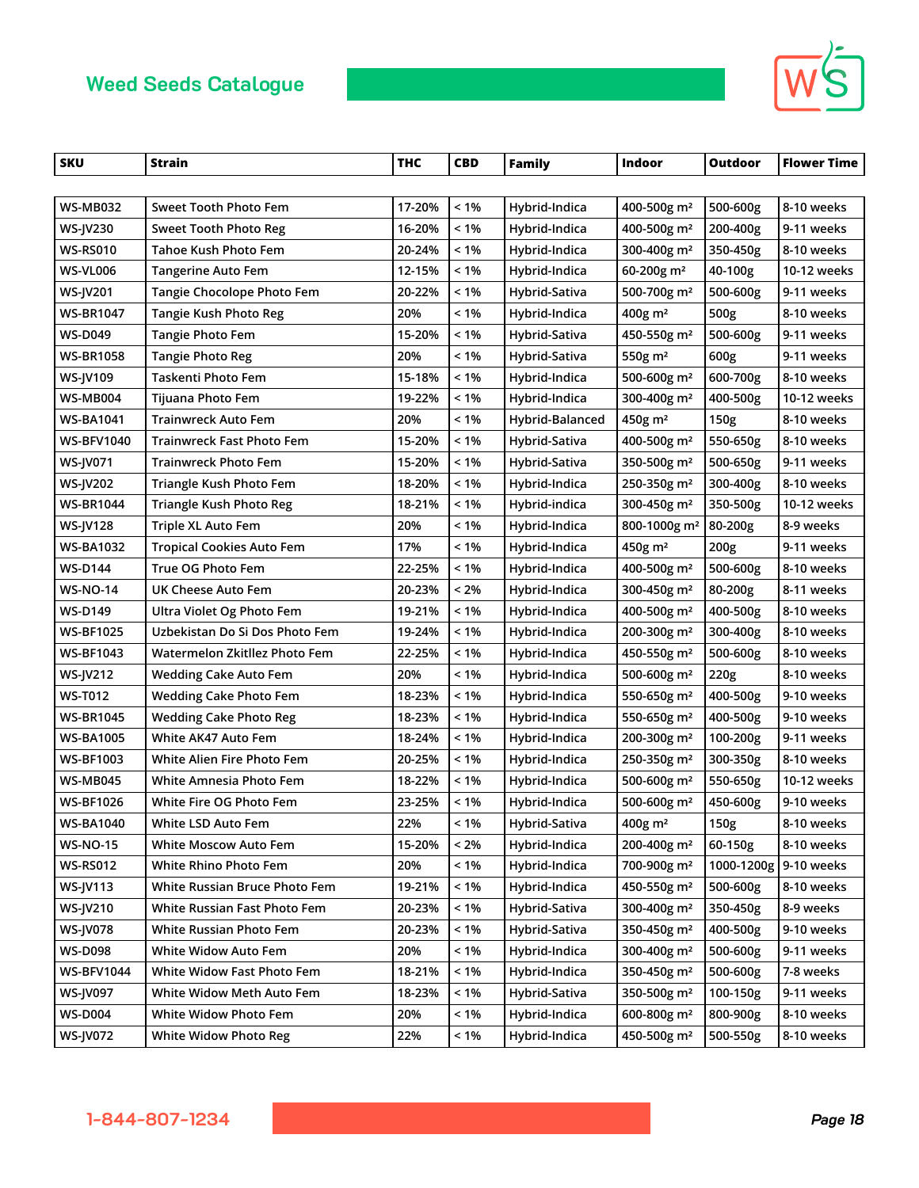## Weed Seeds Catalogue

| SKU | Strain | THC | CBD | Family | Indoor | Outdoor | Flower Time |
|---|---|---|---|---|---|---|---|
| WS-MB032 | Sweet Tooth Photo Fem | 17-20% | < 1% | Hybrid-Indica | 400-500g m² | 500-600g | 8-10 weeks |
| WS-JV230 | Sweet Tooth Photo Reg | 16-20% | < 1% | Hybrid-Indica | 400-500g m² | 200-400g | 9-11 weeks |
| WS-RS010 | Tahoe Kush Photo Fem | 20-24% | < 1% | Hybrid-Indica | 300-400g m² | 350-450g | 8-10 weeks |
| WS-VL006 | Tangerine Auto Fem | 12-15% | < 1% | Hybrid-Indica | 60-200g m² | 40-100g | 10-12 weeks |
| WS-JV201 | Tangie Chocolope Photo Fem | 20-22% | < 1% | Hybrid-Sativa | 500-700g m² | 500-600g | 9-11 weeks |
| WS-BR1047 | Tangie Kush Photo Reg | 20% | < 1% | Hybrid-Indica | 400g m² | 500g | 8-10 weeks |
| WS-D049 | Tangie Photo Fem | 15-20% | < 1% | Hybrid-Sativa | 450-550g m² | 500-600g | 9-11 weeks |
| WS-BR1058 | Tangie Photo Reg | 20% | < 1% | Hybrid-Sativa | 550g m² | 600g | 9-11 weeks |
| WS-JV109 | Taskenti Photo Fem | 15-18% | < 1% | Hybrid-Indica | 500-600g m² | 600-700g | 8-10 weeks |
| WS-MB004 | Tijuana Photo Fem | 19-22% | < 1% | Hybrid-Indica | 300-400g m² | 400-500g | 10-12 weeks |
| WS-BA1041 | Trainwreck Auto Fem | 20% | < 1% | Hybrid-Balanced | 450g m² | 150g | 8-10 weeks |
| WS-BFV1040 | Trainwreck Fast Photo Fem | 15-20% | < 1% | Hybrid-Sativa | 400-500g m² | 550-650g | 8-10 weeks |
| WS-JV071 | Trainwreck Photo Fem | 15-20% | < 1% | Hybrid-Sativa | 350-500g m² | 500-650g | 9-11 weeks |
| WS-JV202 | Triangle Kush Photo Fem | 18-20% | < 1% | Hybrid-Indica | 250-350g m² | 300-400g | 8-10 weeks |
| WS-BR1044 | Triangle Kush Photo Reg | 18-21% | < 1% | Hybrid-indica | 300-450g m² | 350-500g | 10-12 weeks |
| WS-JV128 | Triple XL Auto Fem | 20% | < 1% | Hybrid-Indica | 800-1000g m² | 80-200g | 8-9 weeks |
| WS-BA1032 | Tropical Cookies Auto Fem | 17% | < 1% | Hybrid-Indica | 450g m² | 200g | 9-11 weeks |
| WS-D144 | True OG Photo Fem | 22-25% | < 1% | Hybrid-Indica | 400-500g m² | 500-600g | 8-10 weeks |
| WS-NO-14 | UK Cheese Auto Fem | 20-23% | < 2% | Hybrid-Indica | 300-450g m² | 80-200g | 8-11 weeks |
| WS-D149 | Ultra Violet Og Photo Fem | 19-21% | < 1% | Hybrid-Indica | 400-500g m² | 400-500g | 8-10 weeks |
| WS-BF1025 | Uzbekistan Do Si Dos Photo Fem | 19-24% | < 1% | Hybrid-Indica | 200-300g m² | 300-400g | 8-10 weeks |
| WS-BF1043 | Watermelon Zkitllez Photo Fem | 22-25% | < 1% | Hybrid-Indica | 450-550g m² | 500-600g | 8-10 weeks |
| WS-JV212 | Wedding Cake Auto Fem | 20% | < 1% | Hybrid-Indica | 500-600g m² | 220g | 8-10 weeks |
| WS-T012 | Wedding Cake Photo Fem | 18-23% | < 1% | Hybrid-Indica | 550-650g m² | 400-500g | 9-10 weeks |
| WS-BR1045 | Wedding Cake Photo Reg | 18-23% | < 1% | Hybrid-Indica | 550-650g m² | 400-500g | 9-10 weeks |
| WS-BA1005 | White AK47 Auto Fem | 18-24% | < 1% | Hybrid-Indica | 200-300g m² | 100-200g | 9-11 weeks |
| WS-BF1003 | White Alien Fire Photo Fem | 20-25% | < 1% | Hybrid-Indica | 250-350g m² | 300-350g | 8-10 weeks |
| WS-MB045 | White Amnesia Photo Fem | 18-22% | < 1% | Hybrid-Indica | 500-600g m² | 550-650g | 10-12 weeks |
| WS-BF1026 | White Fire OG Photo Fem | 23-25% | < 1% | Hybrid-Indica | 500-600g m² | 450-600g | 9-10 weeks |
| WS-BA1040 | White LSD Auto Fem | 22% | < 1% | Hybrid-Sativa | 400g m² | 150g | 8-10 weeks |
| WS-NO-15 | White Moscow Auto Fem | 15-20% | < 2% | Hybrid-Indica | 200-400g m² | 60-150g | 8-10 weeks |
| WS-RS012 | White Rhino Photo Fem | 20% | < 1% | Hybrid-Indica | 700-900g m² | 1000-1200g | 9-10 weeks |
| WS-JV113 | White Russian Bruce Photo Fem | 19-21% | < 1% | Hybrid-Indica | 450-550g m² | 500-600g | 8-10 weeks |
| WS-JV210 | White Russian Fast Photo Fem | 20-23% | < 1% | Hybrid-Sativa | 300-400g m² | 350-450g | 8-9 weeks |
| WS-JV078 | White Russian Photo Fem | 20-23% | < 1% | Hybrid-Sativa | 350-450g m² | 400-500g | 9-10 weeks |
| WS-D098 | White Widow Auto Fem | 20% | < 1% | Hybrid-Indica | 300-400g m² | 500-600g | 9-11 weeks |
| WS-BFV1044 | White Widow Fast Photo Fem | 18-21% | < 1% | Hybrid-Indica | 350-450g m² | 500-600g | 7-8 weeks |
| WS-JV097 | White Widow Meth Auto Fem | 18-23% | < 1% | Hybrid-Sativa | 350-500g m² | 100-150g | 9-11 weeks |
| WS-D004 | White Widow Photo Fem | 20% | < 1% | Hybrid-Indica | 600-800g m² | 800-900g | 8-10 weeks |
| WS-JV072 | White Widow Photo Reg | 22% | < 1% | Hybrid-Indica | 450-500g m² | 500-550g | 8-10 weeks |

1-844-807-1234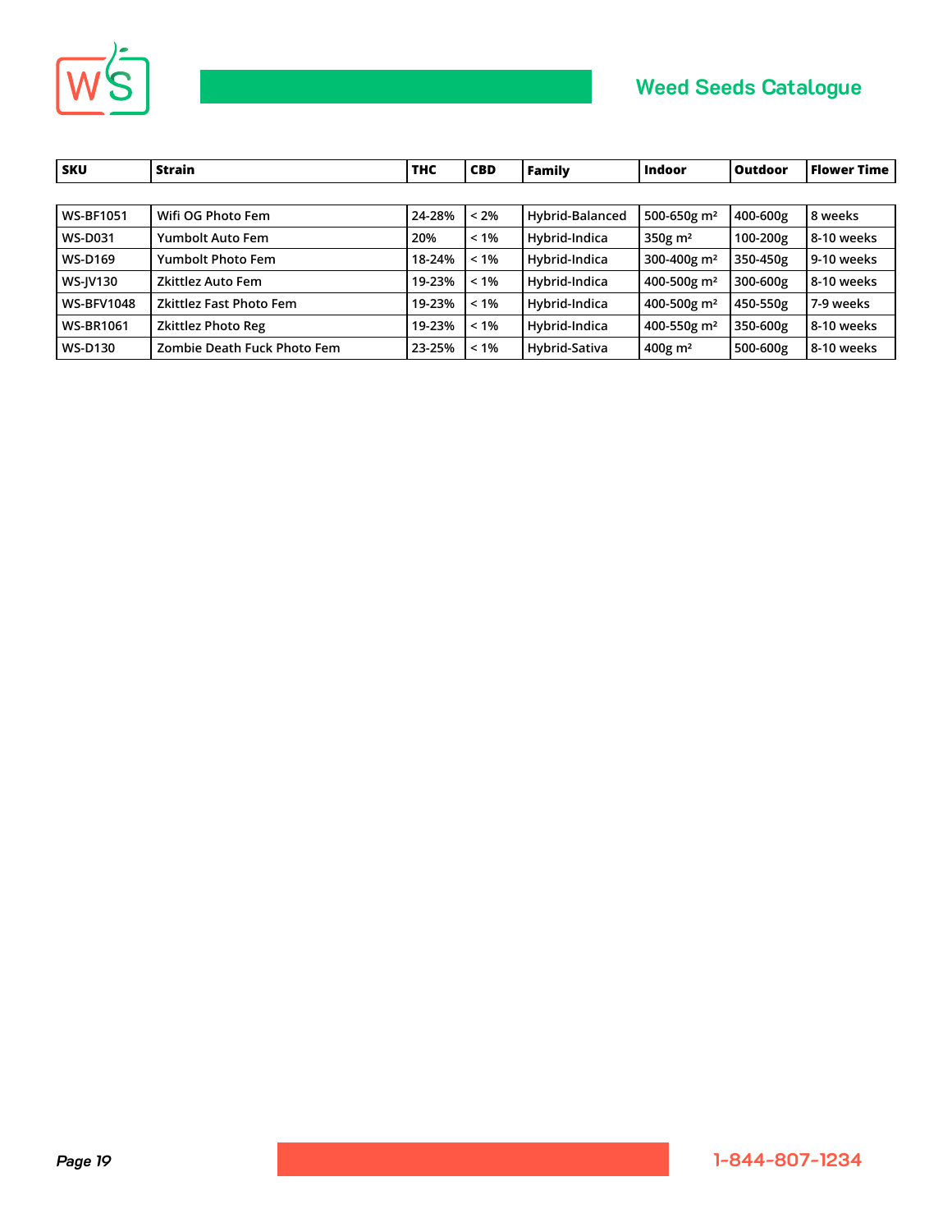| SKU | Strain | THC | CBD | Family | Indoor | Outdoor | Flower Time |
|---|---|---|---|---|---|---|---|
| WS-BF1051 | Wifi OG Photo Fem | 24-28% | < 2% | Hybrid-Balanced | 500-650g m² | 400-600g | 8 weeks |
| WS-D031 | Yumbolt Auto Fem | 20% | < 1% | Hybrid-Indica | 350g m² | 100-200g | 8-10 weeks |
| WS-D169 | Yumbolt Photo Fem | 18-24% | < 1% | Hybrid-Indica | 300-400g m² | 350-450g | 9-10 weeks |
| WS-JV130 | Zkittlez Auto Fem | 19-23% | < 1% | Hybrid-Indica | 400-500g m² | 300-600g | 8-10 weeks |
| WS-BFV1048 | Zkittlez Fast Photo Fem | 19-23% | < 1% | Hybrid-Indica | 400-500g m² | 450-550g | 7-9 weeks |
| WS-BR1061 | Zkittlez Photo Reg | 19-23% | < 1% | Hybrid-Indica | 400-550g m² | 350-600g | 8-10 weeks |
| WS-D130 | Zombie Death Fuck Photo Fem | 23-25% | < 1% | Hybrid-Sativa | 400g m² | 500-600g | 8-10 weeks |